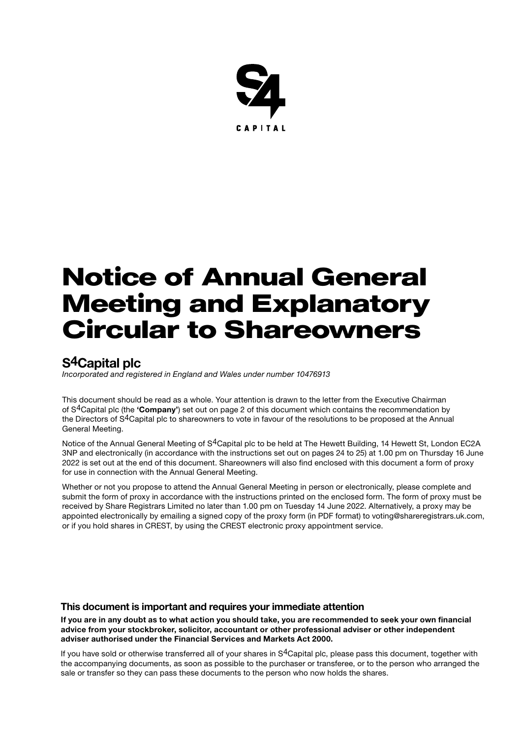# Notice of Annual General Meeting and Explanatory Circular to Shareowners

## S4Capital plc

*Incorporated and registered in England and Wales under number 10476913*

This document should be read as a whole. Your attention is drawn to the letter from the Executive Chairman of S4Capital plc (the **'Company'**) set out on page 2 of this document which contains the recommendation by the Directors of S4Capital plc to shareowners to vote in favour of the resolutions to be proposed at the Annual General Meeting.

Notice of the Annual General Meeting of S4Capital plc to be held at The Hewett Building, 14 Hewett St, London EC2A 3NP and electronically (in accordance with the instructions set out on pages 24 to 25) at 1.00 pm on Thursday 16 June 2022 is set out at the end of this document. Shareowners will also find enclosed with this document a form of proxy for use in connection with the Annual General Meeting.

Whether or not you propose to attend the Annual General Meeting in person or electronically, please complete and submit the form of proxy in accordance with the instructions printed on the enclosed form. The form of proxy must be received by Share Registrars Limited no later than 1.00 pm on Tuesday 14 June 2022. Alternatively, a proxy may be appointed electronically by emailing a signed copy of the proxy form (in PDF format) to voting@shareregistrars.uk.com, or if you hold shares in CREST, by using the CREST electronic proxy appointment service.

### This document is important and requires your immediate attention

**If you are in any doubt as to what action you should take, you are recommended to seek your own financial advice from your stockbroker, solicitor, accountant or other professional adviser or other independent adviser authorised under the Financial Services and Markets Act 2000.**

If you have sold or otherwise transferred all of your shares in S4Capital plc, please pass this document, together with the accompanying documents, as soon as possible to the purchaser or transferee, or to the person who arranged the sale or transfer so they can pass these documents to the person who now holds the shares.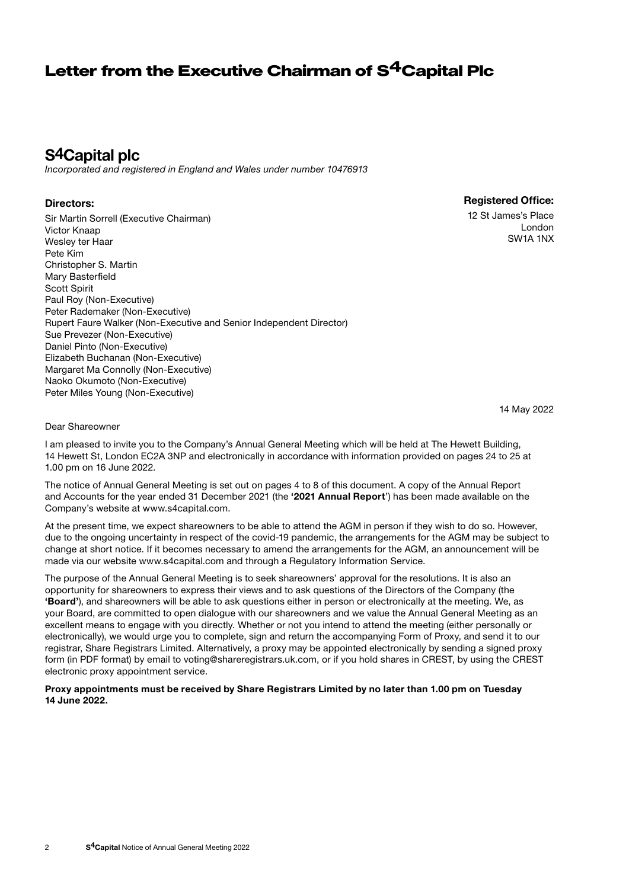# Letter from the Executive Chairman of S4Capital Plc

## S4Capital plc

*Incorporated and registered in England and Wales under number 10476913*

**Directors:**

Sir Martin Sorrell (Executive Chairman)
Victor Knaap
Wesley ter Haar
Pete Kim
Christopher S. Martin
Mary Basterfield
Scott Spirit
Paul Roy (Non-Executive)
Peter Rademaker (Non-Executive)
Rupert Faure Walker (Non-Executive and Senior Independent Director)
Sue Prevezer (Non-Executive)
Daniel Pinto (Non-Executive)
Elizabeth Buchanan (Non-Executive)
Margaret Ma Connolly (Non-Executive)
Naoko Okumoto (Non-Executive)
Peter Miles Young (Non-Executive)

**Registered Office:**

12 St James's Place
London
SW1A 1NX

14 May 2022

Dear Shareowner

I am pleased to invite you to the Company's Annual General Meeting which will be held at The Hewett Building, 14 Hewett St, London EC2A 3NP and electronically in accordance with information provided on pages 24 to 25 at 1.00 pm on 16 June 2022.

The notice of Annual General Meeting is set out on pages 4 to 8 of this document. A copy of the Annual Report and Accounts for the year ended 31 December 2021 (the **'2021 Annual Report'**) has been made available on the Company's website at www.s4capital.com.

At the present time, we expect shareowners to be able to attend the AGM in person if they wish to do so. However, due to the ongoing uncertainty in respect of the covid-19 pandemic, the arrangements for the AGM may be subject to change at short notice. If it becomes necessary to amend the arrangements for the AGM, an announcement will be made via our website www.s4capital.com and through a Regulatory Information Service.

The purpose of the Annual General Meeting is to seek shareowners' approval for the resolutions. It is also an opportunity for shareowners to express their views and to ask questions of the Directors of the Company (the **'Board'**), and shareowners will be able to ask questions either in person or electronically at the meeting. We, as your Board, are committed to open dialogue with our shareowners and we value the Annual General Meeting as an excellent means to engage with you directly. Whether or not you intend to attend the meeting (either personally or electronically), we would urge you to complete, sign and return the accompanying Form of Proxy, and send it to our registrar, Share Registrars Limited. Alternatively, a proxy may be appointed electronically by sending a signed proxy form (in PDF format) by email to voting@shareregistrars.uk.com, or if you hold shares in CREST, by using the CREST electronic proxy appointment service.

**Proxy appointments must be received by Share Registrars Limited by no later than 1.00 pm on Tuesday 14 June 2022.**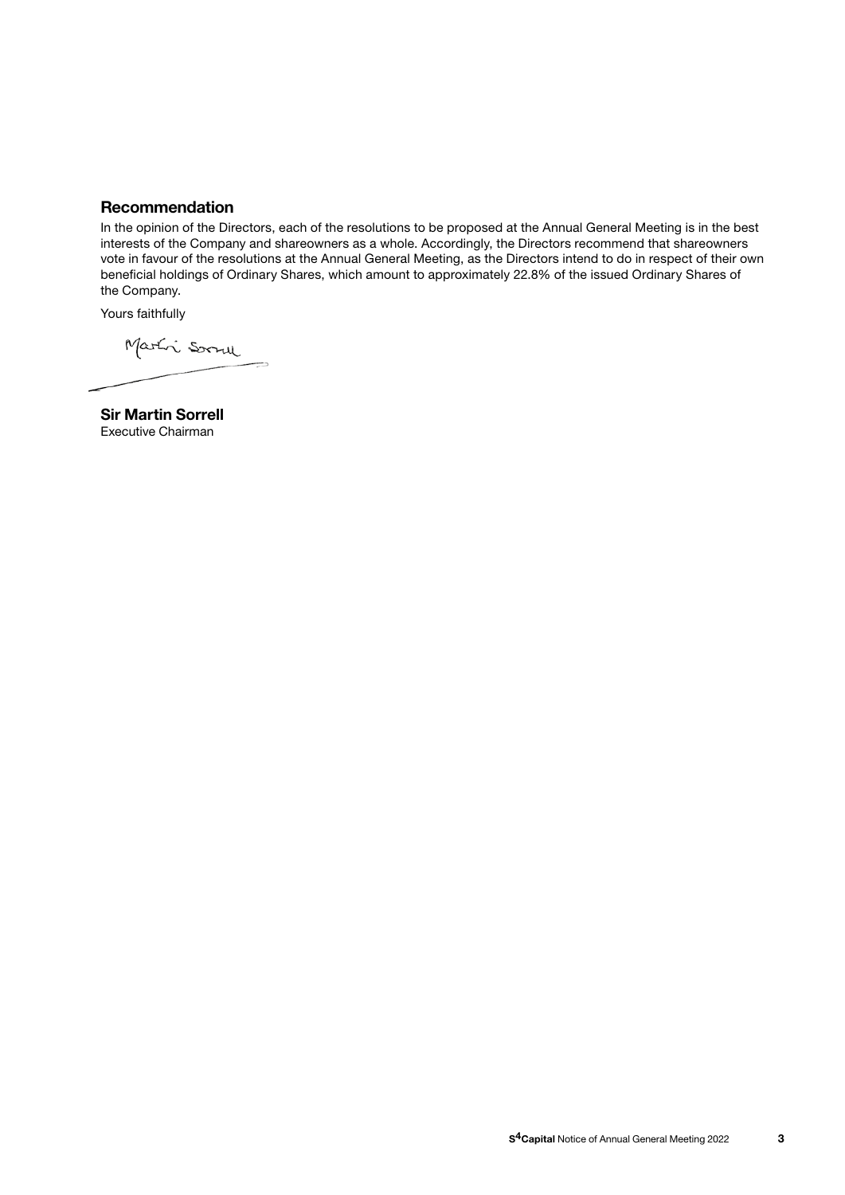## Recommendation

In the opinion of the Directors, each of the resolutions to be proposed at the Annual General Meeting is in the best interests of the Company and shareowners as a whole. Accordingly, the Directors recommend that shareowners vote in favour of the resolutions at the Annual General Meeting, as the Directors intend to do in respect of their own beneficial holdings of Ordinary Shares, which amount to approximately 22.8% of the issued Ordinary Shares of the Company.

Yours faithfully

Martin Sorrell

**Sir Martin Sorrell**
Executive Chairman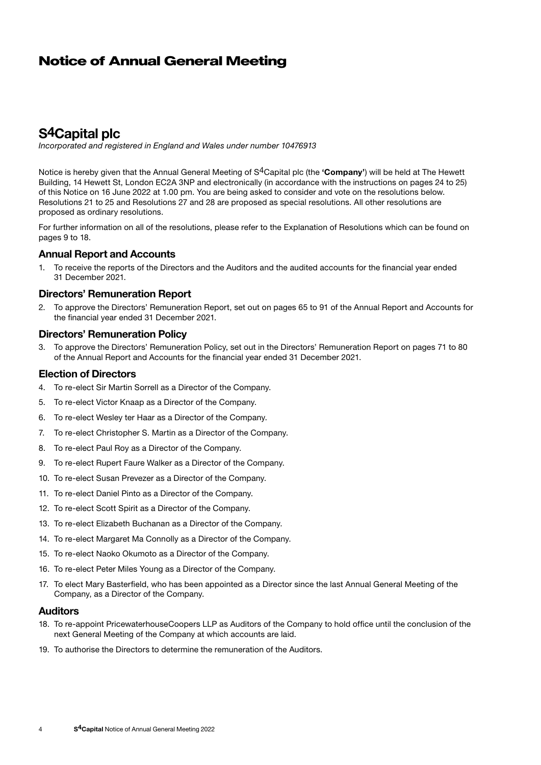# Notice of Annual General Meeting

## S4Capital plc

*Incorporated and registered in England and Wales under number 10476913*

Notice is hereby given that the Annual General Meeting of S4Capital plc (the **'Company'**) will be held at The Hewett Building, 14 Hewett St, London EC2A 3NP and electronically (in accordance with the instructions on pages 24 to 25) of this Notice on 16 June 2022 at 1.00 pm. You are being asked to consider and vote on the resolutions below. Resolutions 21 to 25 and Resolutions 27 and 28 are proposed as special resolutions. All other resolutions are proposed as ordinary resolutions.

For further information on all of the resolutions, please refer to the Explanation of Resolutions which can be found on pages 9 to 18.

### Annual Report and Accounts

1. To receive the reports of the Directors and the Auditors and the audited accounts for the financial year ended 31 December 2021.

### Directors' Remuneration Report

2. To approve the Directors' Remuneration Report, set out on pages 65 to 91 of the Annual Report and Accounts for the financial year ended 31 December 2021.

### Directors' Remuneration Policy

3. To approve the Directors' Remuneration Policy, set out in the Directors' Remuneration Report on pages 71 to 80 of the Annual Report and Accounts for the financial year ended 31 December 2021.

### Election of Directors

4. To re-elect Sir Martin Sorrell as a Director of the Company.
5. To re-elect Victor Knaap as a Director of the Company.
6. To re-elect Wesley ter Haar as a Director of the Company.
7. To re-elect Christopher S. Martin as a Director of the Company.
8. To re-elect Paul Roy as a Director of the Company.
9. To re-elect Rupert Faure Walker as a Director of the Company.
10. To re-elect Susan Prevezer as a Director of the Company.
11. To re-elect Daniel Pinto as a Director of the Company.
12. To re-elect Scott Spirit as a Director of the Company.
13. To re-elect Elizabeth Buchanan as a Director of the Company.
14. To re-elect Margaret Ma Connolly as a Director of the Company.
15. To re-elect Naoko Okumoto as a Director of the Company.
16. To re-elect Peter Miles Young as a Director of the Company.
17. To elect Mary Basterfield, who has been appointed as a Director since the last Annual General Meeting of the Company, as a Director of the Company.

### Auditors

18. To re-appoint PricewaterhouseCoopers LLP as Auditors of the Company to hold office until the conclusion of the next General Meeting of the Company at which accounts are laid.
19. To authorise the Directors to determine the remuneration of the Auditors.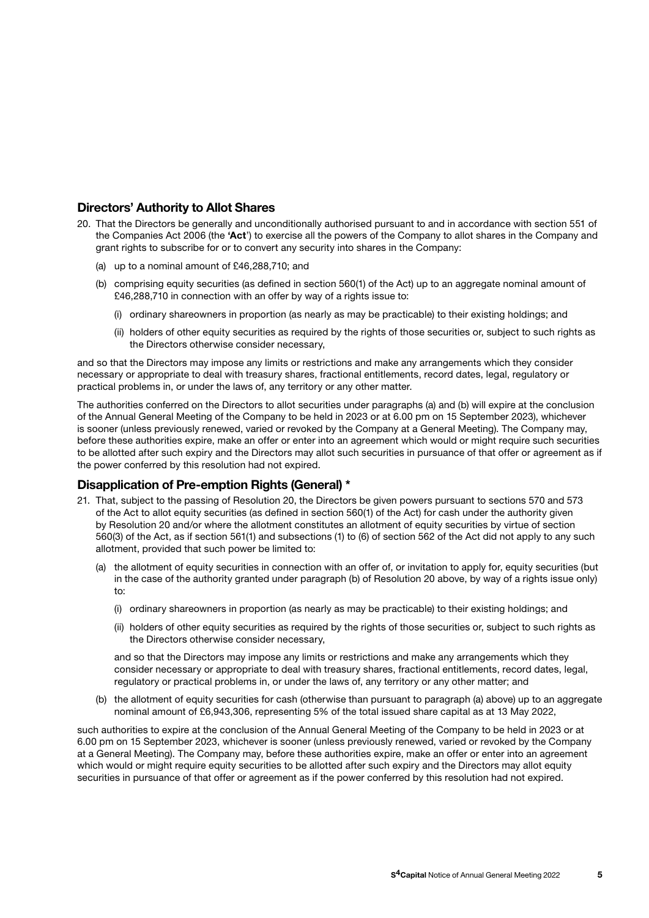## Directors' Authority to Allot Shares

20. That the Directors be generally and unconditionally authorised pursuant to and in accordance with section 551 of the Companies Act 2006 (the **'Act'**) to exercise all the powers of the Company to allot shares in the Company and grant rights to subscribe for or to convert any security into shares in the Company:

    (a) up to a nominal amount of £46,288,710; and

    (b) comprising equity securities (as defined in section 560(1) of the Act) up to an aggregate nominal amount of £46,288,710 in connection with an offer by way of a rights issue to:

    (i) ordinary shareowners in proportion (as nearly as may be practicable) to their existing holdings; and

    (ii) holders of other equity securities as required by the rights of those securities or, subject to such rights as the Directors otherwise consider necessary,

and so that the Directors may impose any limits or restrictions and make any arrangements which they consider necessary or appropriate to deal with treasury shares, fractional entitlements, record dates, legal, regulatory or practical problems in, or under the laws of, any territory or any other matter.

The authorities conferred on the Directors to allot securities under paragraphs (a) and (b) will expire at the conclusion of the Annual General Meeting of the Company to be held in 2023 or at 6.00 pm on 15 September 2023), whichever is sooner (unless previously renewed, varied or revoked by the Company at a General Meeting). The Company may, before these authorities expire, make an offer or enter into an agreement which would or might require such securities to be allotted after such expiry and the Directors may allot such securities in pursuance of that offer or agreement as if the power conferred by this resolution had not expired.

## Disapplication of Pre-emption Rights (General) *

21. That, subject to the passing of Resolution 20, the Directors be given powers pursuant to sections 570 and 573 of the Act to allot equity securities (as defined in section 560(1) of the Act) for cash under the authority given by Resolution 20 and/or where the allotment constitutes an allotment of equity securities by virtue of section 560(3) of the Act, as if section 561(1) and subsections (1) to (6) of section 562 of the Act did not apply to any such allotment, provided that such power be limited to:

    (a) the allotment of equity securities in connection with an offer of, or invitation to apply for, equity securities (but in the case of the authority granted under paragraph (b) of Resolution 20 above, by way of a rights issue only) to:

    (i) ordinary shareowners in proportion (as nearly as may be practicable) to their existing holdings; and

    (ii) holders of other equity securities as required by the rights of those securities or, subject to such rights as the Directors otherwise consider necessary,

    and so that the Directors may impose any limits or restrictions and make any arrangements which they consider necessary or appropriate to deal with treasury shares, fractional entitlements, record dates, legal, regulatory or practical problems in, or under the laws of, any territory or any other matter; and

    (b) the allotment of equity securities for cash (otherwise than pursuant to paragraph (a) above) up to an aggregate nominal amount of £6,943,306, representing 5% of the total issued share capital as at 13 May 2022,

such authorities to expire at the conclusion of the Annual General Meeting of the Company to be held in 2023 or at 6.00 pm on 15 September 2023, whichever is sooner (unless previously renewed, varied or revoked by the Company at a General Meeting). The Company may, before these authorities expire, make an offer or enter into an agreement which would or might require equity securities to be allotted after such expiry and the Directors may allot equity securities in pursuance of that offer or agreement as if the power conferred by this resolution had not expired.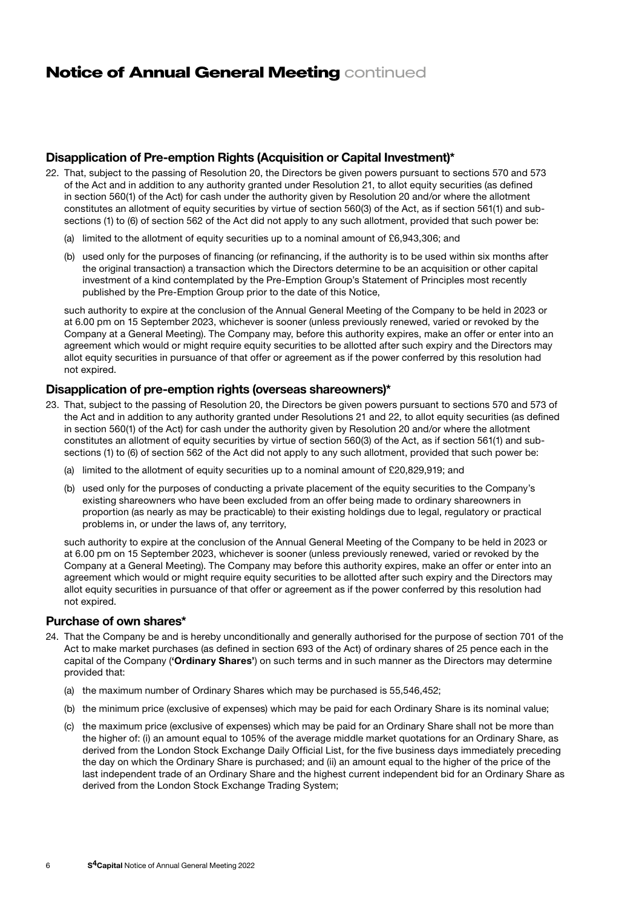# Notice of Annual General Meeting continued

## Disapplication of Pre-emption Rights (Acquisition or Capital Investment)*

22. That, subject to the passing of Resolution 20, the Directors be given powers pursuant to sections 570 and 573 of the Act and in addition to any authority granted under Resolution 21, to allot equity securities (as defined in section 560(1) of the Act) for cash under the authority given by Resolution 20 and/or where the allotment constitutes an allotment of equity securities by virtue of section 560(3) of the Act, as if section 561(1) and sub-sections (1) to (6) of section 562 of the Act did not apply to any such allotment, provided that such power be:

    (a) limited to the allotment of equity securities up to a nominal amount of £6,943,306; and

    (b) used only for the purposes of financing (or refinancing, if the authority is to be used within six months after the original transaction) a transaction which the Directors determine to be an acquisition or other capital investment of a kind contemplated by the Pre-Emption Group's Statement of Principles most recently published by the Pre-Emption Group prior to the date of this Notice,

    such authority to expire at the conclusion of the Annual General Meeting of the Company to be held in 2023 or at 6.00 pm on 15 September 2023, whichever is sooner (unless previously renewed, varied or revoked by the Company at a General Meeting). The Company may, before this authority expires, make an offer or enter into an agreement which would or might require equity securities to be allotted after such expiry and the Directors may allot equity securities in pursuance of that offer or agreement as if the power conferred by this resolution had not expired.

## Disapplication of pre-emption rights (overseas shareowners)*

23. That, subject to the passing of Resolution 20, the Directors be given powers pursuant to sections 570 and 573 of the Act and in addition to any authority granted under Resolutions 21 and 22, to allot equity securities (as defined in section 560(1) of the Act) for cash under the authority given by Resolution 20 and/or where the allotment constitutes an allotment of equity securities by virtue of section 560(3) of the Act, as if section 561(1) and sub-sections (1) to (6) of section 562 of the Act did not apply to any such allotment, provided that such power be:

    (a) limited to the allotment of equity securities up to a nominal amount of £20,829,919; and

    (b) used only for the purposes of conducting a private placement of the equity securities to the Company's existing shareowners who have been excluded from an offer being made to ordinary shareowners in proportion (as nearly as may be practicable) to their existing holdings due to legal, regulatory or practical problems in, or under the laws of, any territory,

    such authority to expire at the conclusion of the Annual General Meeting of the Company to be held in 2023 or at 6.00 pm on 15 September 2023, whichever is sooner (unless previously renewed, varied or revoked by the Company at a General Meeting). The Company may before this authority expires, make an offer or enter into an agreement which would or might require equity securities to be allotted after such expiry and the Directors may allot equity securities in pursuance of that offer or agreement as if the power conferred by this resolution had not expired.

## Purchase of own shares*

24. That the Company be and is hereby unconditionally and generally authorised for the purpose of section 701 of the Act to make market purchases (as defined in section 693 of the Act) of ordinary shares of 25 pence each in the capital of the Company (**'Ordinary Shares'**) on such terms and in such manner as the Directors may determine provided that:

    (a) the maximum number of Ordinary Shares which may be purchased is 55,546,452;

    (b) the minimum price (exclusive of expenses) which may be paid for each Ordinary Share is its nominal value;

    (c) the maximum price (exclusive of expenses) which may be paid for an Ordinary Share shall not be more than the higher of: (i) an amount equal to 105% of the average middle market quotations for an Ordinary Share, as derived from the London Stock Exchange Daily Official List, for the five business days immediately preceding the day on which the Ordinary Share is purchased; and (ii) an amount equal to the higher of the price of the last independent trade of an Ordinary Share and the highest current independent bid for an Ordinary Share as derived from the London Stock Exchange Trading System;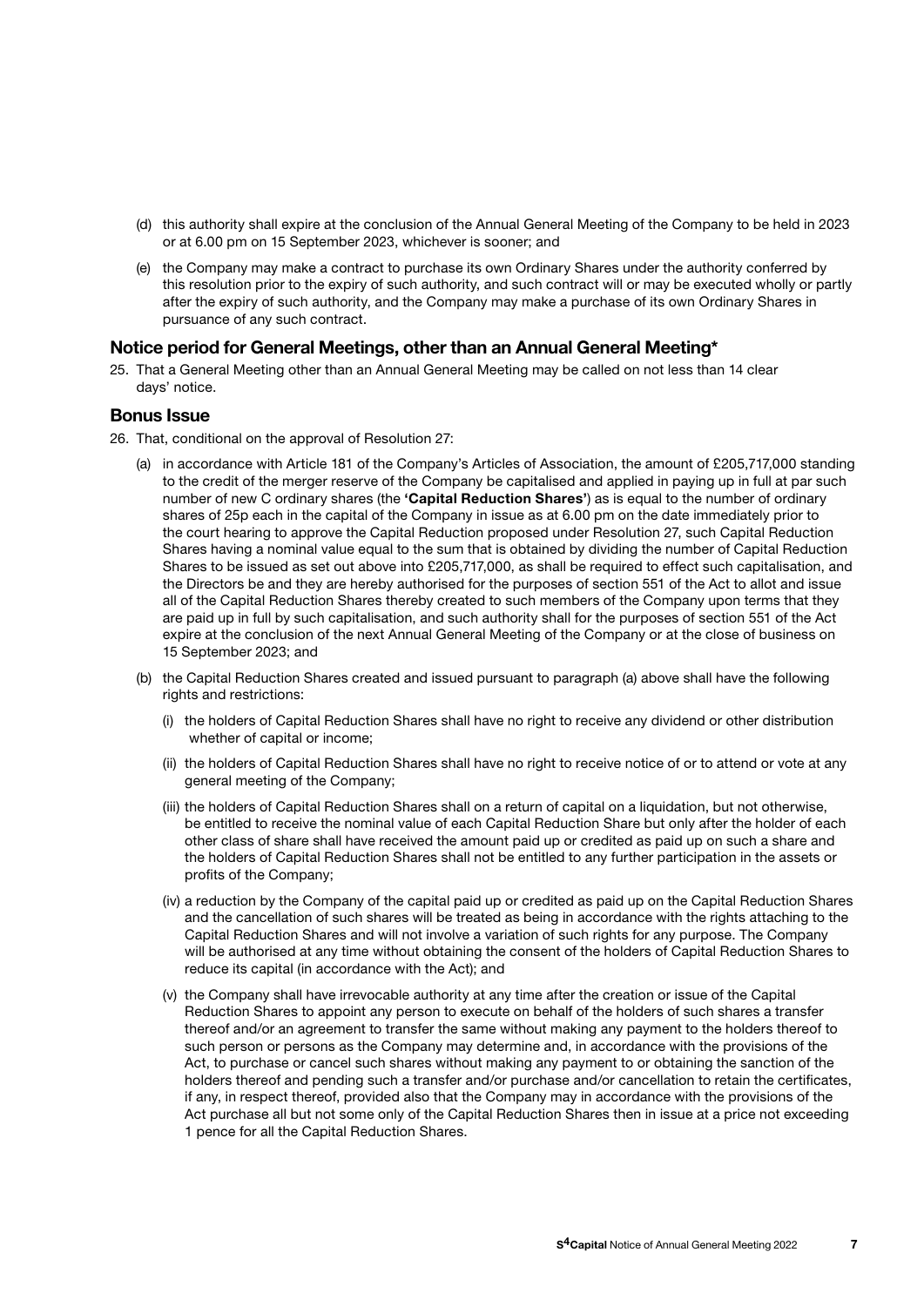(d) this authority shall expire at the conclusion of the Annual General Meeting of the Company to be held in 2023 or at 6.00 pm on 15 September 2023, whichever is sooner; and

(e) the Company may make a contract to purchase its own Ordinary Shares under the authority conferred by this resolution prior to the expiry of such authority, and such contract will or may be executed wholly or partly after the expiry of such authority, and the Company may make a purchase of its own Ordinary Shares in pursuance of any such contract.

### Notice period for General Meetings, other than an Annual General Meeting*

25. That a General Meeting other than an Annual General Meeting may be called on not less than 14 clear days' notice.

### Bonus Issue

26. That, conditional on the approval of Resolution 27:

(a) in accordance with Article 181 of the Company's Articles of Association, the amount of £205,717,000 standing to the credit of the merger reserve of the Company be capitalised and applied in paying up in full at par such number of new C ordinary shares (the **'Capital Reduction Shares'**) as is equal to the number of ordinary shares of 25p each in the capital of the Company in issue as at 6.00 pm on the date immediately prior to the court hearing to approve the Capital Reduction proposed under Resolution 27, such Capital Reduction Shares having a nominal value equal to the sum that is obtained by dividing the number of Capital Reduction Shares to be issued as set out above into £205,717,000, as shall be required to effect such capitalisation, and the Directors be and they are hereby authorised for the purposes of section 551 of the Act to allot and issue all of the Capital Reduction Shares thereby created to such members of the Company upon terms that they are paid up in full by such capitalisation, and such authority shall for the purposes of section 551 of the Act expire at the conclusion of the next Annual General Meeting of the Company or at the close of business on 15 September 2023; and

(b) the Capital Reduction Shares created and issued pursuant to paragraph (a) above shall have the following rights and restrictions:

(i) the holders of Capital Reduction Shares shall have no right to receive any dividend or other distribution whether of capital or income;

(ii) the holders of Capital Reduction Shares shall have no right to receive notice of or to attend or vote at any general meeting of the Company;

(iii) the holders of Capital Reduction Shares shall on a return of capital on a liquidation, but not otherwise, be entitled to receive the nominal value of each Capital Reduction Share but only after the holder of each other class of share shall have received the amount paid up or credited as paid up on such a share and the holders of Capital Reduction Shares shall not be entitled to any further participation in the assets or profits of the Company;

(iv) a reduction by the Company of the capital paid up or credited as paid up on the Capital Reduction Shares and the cancellation of such shares will be treated as being in accordance with the rights attaching to the Capital Reduction Shares and will not involve a variation of such rights for any purpose. The Company will be authorised at any time without obtaining the consent of the holders of Capital Reduction Shares to reduce its capital (in accordance with the Act); and

(v) the Company shall have irrevocable authority at any time after the creation or issue of the Capital Reduction Shares to appoint any person to execute on behalf of the holders of such shares a transfer thereof and/or an agreement to transfer the same without making any payment to the holders thereof to such person or persons as the Company may determine and, in accordance with the provisions of the Act, to purchase or cancel such shares without making any payment to or obtaining the sanction of the holders thereof and pending such a transfer and/or purchase and/or cancellation to retain the certificates, if any, in respect thereof, provided also that the Company may in accordance with the provisions of the Act purchase all but not some only of the Capital Reduction Shares then in issue at a price not exceeding 1 pence for all the Capital Reduction Shares.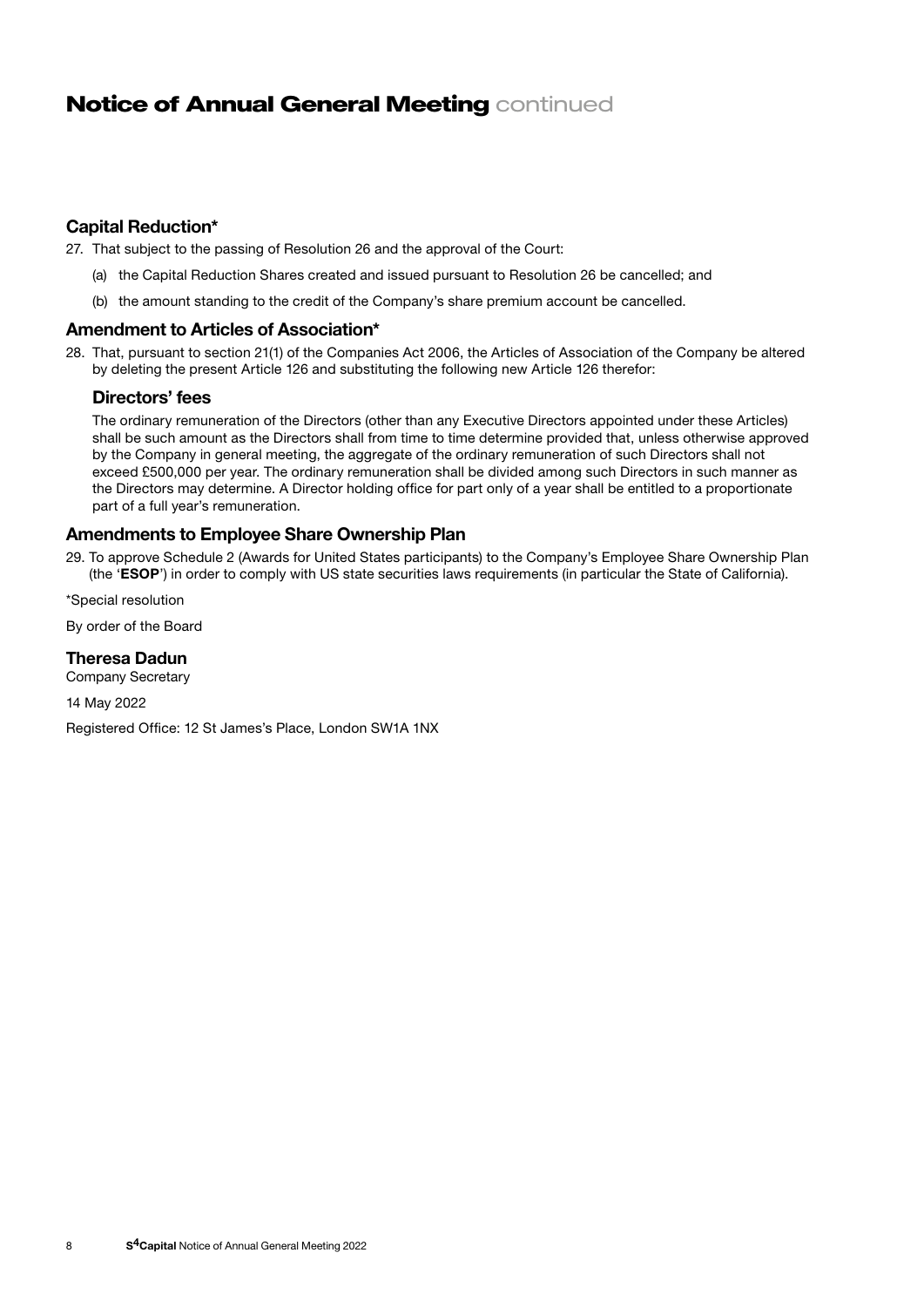# Notice of Annual General Meeting continued

### Capital Reduction*

27. That subject to the passing of Resolution 26 and the approval of the Court:

    (a) the Capital Reduction Shares created and issued pursuant to Resolution 26 be cancelled; and

    (b) the amount standing to the credit of the Company's share premium account be cancelled.

### Amendment to Articles of Association*

28. That, pursuant to section 21(1) of the Companies Act 2006, the Articles of Association of the Company be altered by deleting the present Article 126 and substituting the following new Article 126 therefor:

    **Directors' fees**

    The ordinary remuneration of the Directors (other than any Executive Directors appointed under these Articles) shall be such amount as the Directors shall from time to time determine provided that, unless otherwise approved by the Company in general meeting, the aggregate of the ordinary remuneration of such Directors shall not exceed £500,000 per year. The ordinary remuneration shall be divided among such Directors in such manner as the Directors may determine. A Director holding office for part only of a year shall be entitled to a proportionate part of a full year's remuneration.

### Amendments to Employee Share Ownership Plan

29. To approve Schedule 2 (Awards for United States participants) to the Company's Employee Share Ownership Plan (the '**ESOP**') in order to comply with US state securities laws requirements (in particular the State of California).

*Special resolution

By order of the Board

**Theresa Dadun**
Company Secretary

14 May 2022

Registered Office: 12 St James's Place, London SW1A 1NX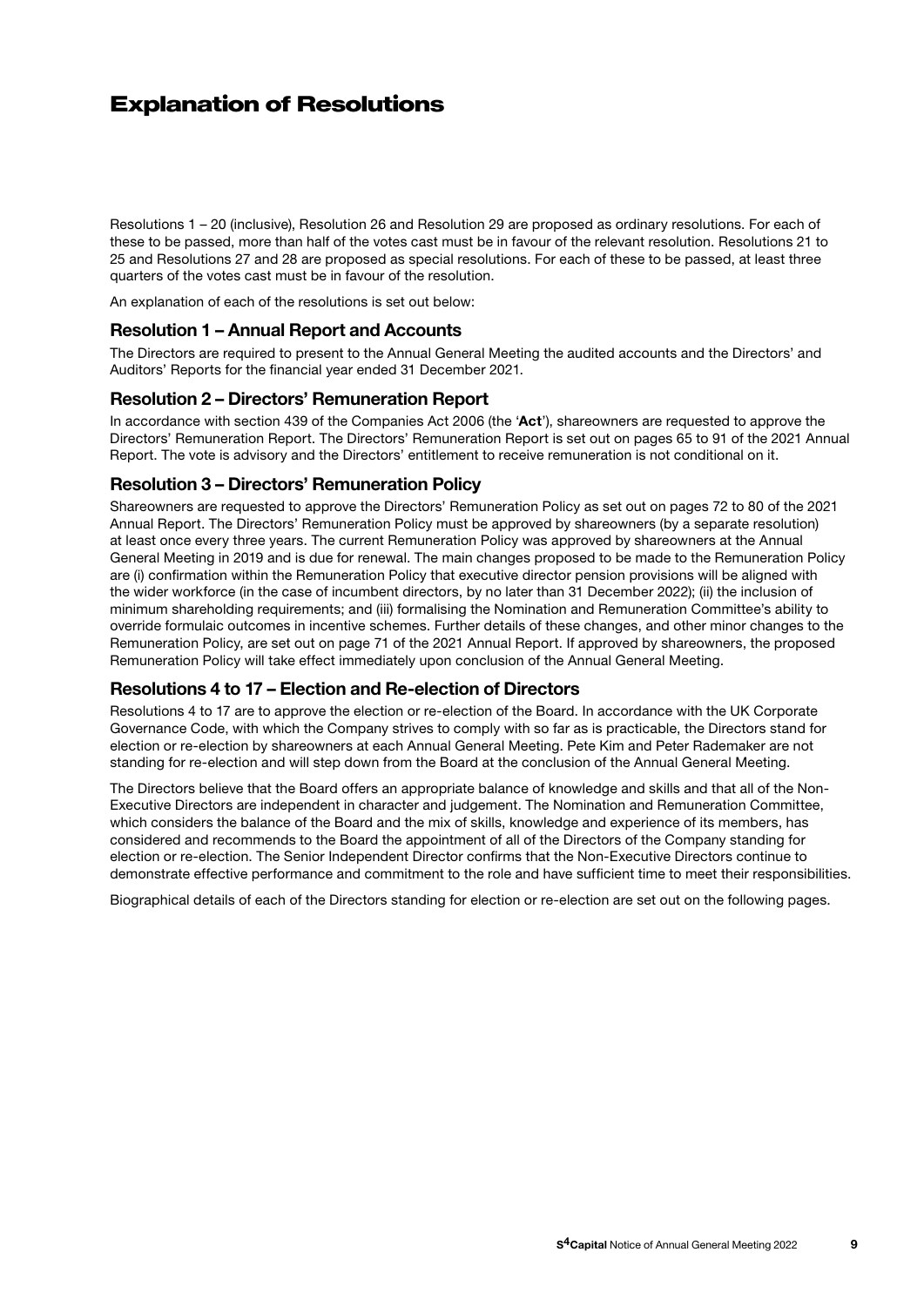# Explanation of Resolutions

Resolutions 1 – 20 (inclusive), Resolution 26 and Resolution 29 are proposed as ordinary resolutions. For each of these to be passed, more than half of the votes cast must be in favour of the relevant resolution. Resolutions 21 to 25 and Resolutions 27 and 28 are proposed as special resolutions. For each of these to be passed, at least three quarters of the votes cast must be in favour of the resolution.

An explanation of each of the resolutions is set out below:

## Resolution 1 – Annual Report and Accounts

The Directors are required to present to the Annual General Meeting the audited accounts and the Directors' and Auditors' Reports for the financial year ended 31 December 2021.

## Resolution 2 – Directors' Remuneration Report

In accordance with section 439 of the Companies Act 2006 (the '**Act**'), shareowners are requested to approve the Directors' Remuneration Report. The Directors' Remuneration Report is set out on pages 65 to 91 of the 2021 Annual Report. The vote is advisory and the Directors' entitlement to receive remuneration is not conditional on it.

## Resolution 3 – Directors' Remuneration Policy

Shareowners are requested to approve the Directors' Remuneration Policy as set out on pages 72 to 80 of the 2021 Annual Report. The Directors' Remuneration Policy must be approved by shareowners (by a separate resolution) at least once every three years. The current Remuneration Policy was approved by shareowners at the Annual General Meeting in 2019 and is due for renewal. The main changes proposed to be made to the Remuneration Policy are (i) confirmation within the Remuneration Policy that executive director pension provisions will be aligned with the wider workforce (in the case of incumbent directors, by no later than 31 December 2022); (ii) the inclusion of minimum shareholding requirements; and (iii) formalising the Nomination and Remuneration Committee's ability to override formulaic outcomes in incentive schemes. Further details of these changes, and other minor changes to the Remuneration Policy, are set out on page 71 of the 2021 Annual Report. If approved by shareowners, the proposed Remuneration Policy will take effect immediately upon conclusion of the Annual General Meeting.

## Resolutions 4 to 17 – Election and Re-election of Directors

Resolutions 4 to 17 are to approve the election or re-election of the Board. In accordance with the UK Corporate Governance Code, with which the Company strives to comply with so far as is practicable, the Directors stand for election or re-election by shareowners at each Annual General Meeting. Pete Kim and Peter Rademaker are not standing for re-election and will step down from the Board at the conclusion of the Annual General Meeting.

The Directors believe that the Board offers an appropriate balance of knowledge and skills and that all of the Non-Executive Directors are independent in character and judgement. The Nomination and Remuneration Committee, which considers the balance of the Board and the mix of skills, knowledge and experience of its members, has considered and recommends to the Board the appointment of all of the Directors of the Company standing for election or re-election. The Senior Independent Director confirms that the Non-Executive Directors continue to demonstrate effective performance and commitment to the role and have sufficient time to meet their responsibilities.

Biographical details of each of the Directors standing for election or re-election are set out on the following pages.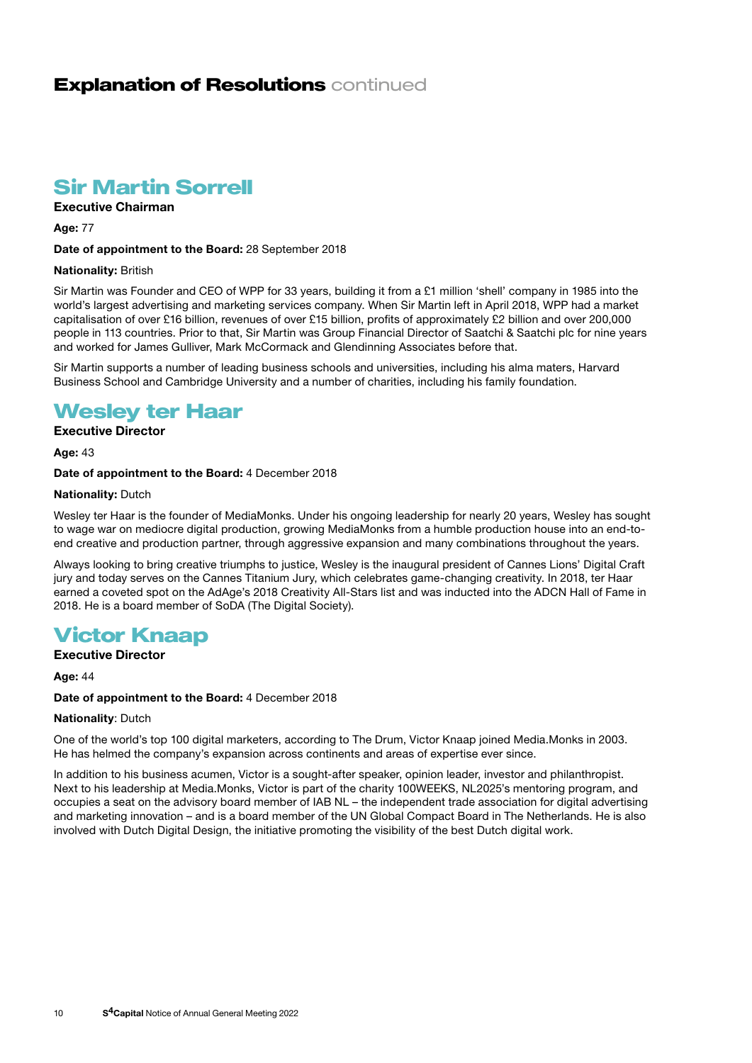# Explanation of Resolutions continued

## Sir Martin Sorrell

**Executive Chairman**

**Age:** 77

**Date of appointment to the Board:** 28 September 2018

**Nationality:** British

Sir Martin was Founder and CEO of WPP for 33 years, building it from a £1 million 'shell' company in 1985 into the world's largest advertising and marketing services company. When Sir Martin left in April 2018, WPP had a market capitalisation of over £16 billion, revenues of over £15 billion, profits of approximately £2 billion and over 200,000 people in 113 countries. Prior to that, Sir Martin was Group Financial Director of Saatchi & Saatchi plc for nine years and worked for James Gulliver, Mark McCormack and Glendinning Associates before that.

Sir Martin supports a number of leading business schools and universities, including his alma maters, Harvard Business School and Cambridge University and a number of charities, including his family foundation.

## Wesley ter Haar

**Executive Director**

**Age:** 43

**Date of appointment to the Board:** 4 December 2018

**Nationality:** Dutch

Wesley ter Haar is the founder of MediaMonks. Under his ongoing leadership for nearly 20 years, Wesley has sought to wage war on mediocre digital production, growing MediaMonks from a humble production house into an end-to-end creative and production partner, through aggressive expansion and many combinations throughout the years.

Always looking to bring creative triumphs to justice, Wesley is the inaugural president of Cannes Lions' Digital Craft jury and today serves on the Cannes Titanium Jury, which celebrates game-changing creativity. In 2018, ter Haar earned a coveted spot on the AdAge's 2018 Creativity All-Stars list and was inducted into the ADCN Hall of Fame in 2018. He is a board member of SoDA (The Digital Society).

## Victor Knaap

**Executive Director**

**Age:** 44

**Date of appointment to the Board:** 4 December 2018

**Nationality**: Dutch

One of the world's top 100 digital marketers, according to The Drum, Victor Knaap joined Media.Monks in 2003. He has helmed the company's expansion across continents and areas of expertise ever since.

In addition to his business acumen, Victor is a sought-after speaker, opinion leader, investor and philanthropist. Next to his leadership at Media.Monks, Victor is part of the charity 100WEEKS, NL2025's mentoring program, and occupies a seat on the advisory board member of IAB NL – the independent trade association for digital advertising and marketing innovation – and is a board member of the UN Global Compact Board in The Netherlands. He is also involved with Dutch Digital Design, the initiative promoting the visibility of the best Dutch digital work.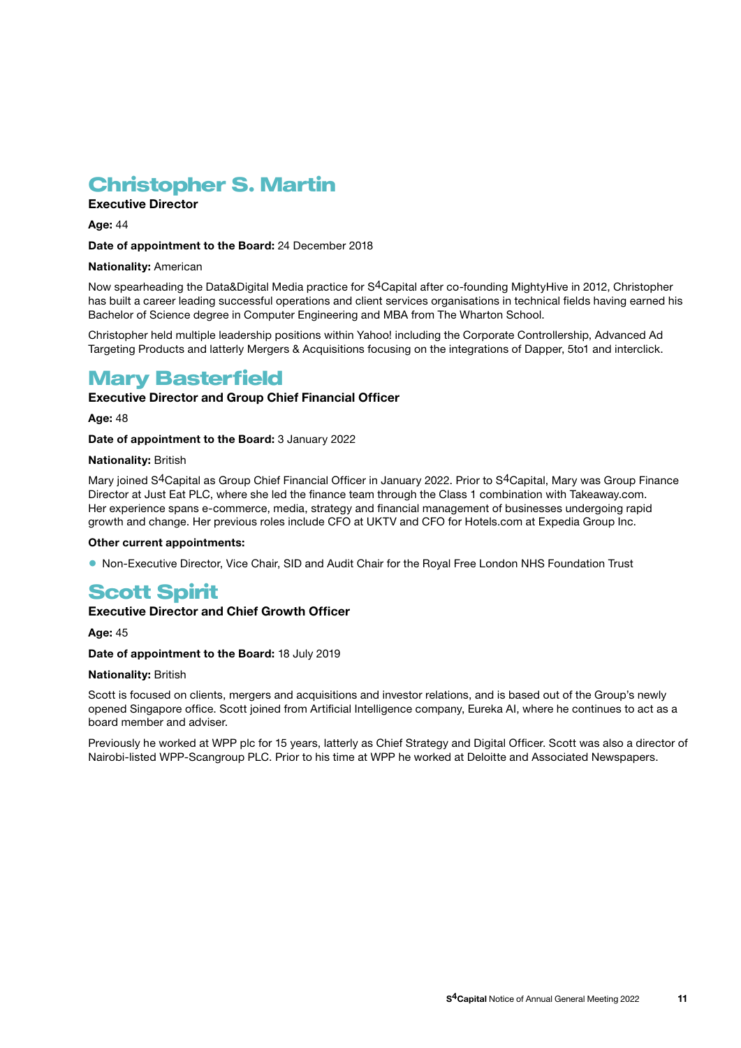## Christopher S. Martin

**Executive Director**

**Age:** 44

**Date of appointment to the Board:** 24 December 2018

**Nationality:** American

Now spearheading the Data&Digital Media practice for S4Capital after co-founding MightyHive in 2012, Christopher has built a career leading successful operations and client services organisations in technical fields having earned his Bachelor of Science degree in Computer Engineering and MBA from The Wharton School.

Christopher held multiple leadership positions within Yahoo! including the Corporate Controllership, Advanced Ad Targeting Products and latterly Mergers & Acquisitions focusing on the integrations of Dapper, 5to1 and interclick.

## Mary Basterfield

**Executive Director and Group Chief Financial Officer**

**Age:** 48

**Date of appointment to the Board:** 3 January 2022

**Nationality:** British

Mary joined S4Capital as Group Chief Financial Officer in January 2022. Prior to S4Capital, Mary was Group Finance Director at Just Eat PLC, where she led the finance team through the Class 1 combination with Takeaway.com. Her experience spans e-commerce, media, strategy and financial management of businesses undergoing rapid growth and change. Her previous roles include CFO at UKTV and CFO for Hotels.com at Expedia Group Inc.

**Other current appointments:**

- Non-Executive Director, Vice Chair, SID and Audit Chair for the Royal Free London NHS Foundation Trust

## Scott Spirit

**Executive Director and Chief Growth Officer**

**Age:** 45

**Date of appointment to the Board:** 18 July 2019

**Nationality:** British

Scott is focused on clients, mergers and acquisitions and investor relations, and is based out of the Group's newly opened Singapore office. Scott joined from Artificial Intelligence company, Eureka AI, where he continues to act as a board member and adviser.

Previously he worked at WPP plc for 15 years, latterly as Chief Strategy and Digital Officer. Scott was also a director of Nairobi-listed WPP-Scangroup PLC. Prior to his time at WPP he worked at Deloitte and Associated Newspapers.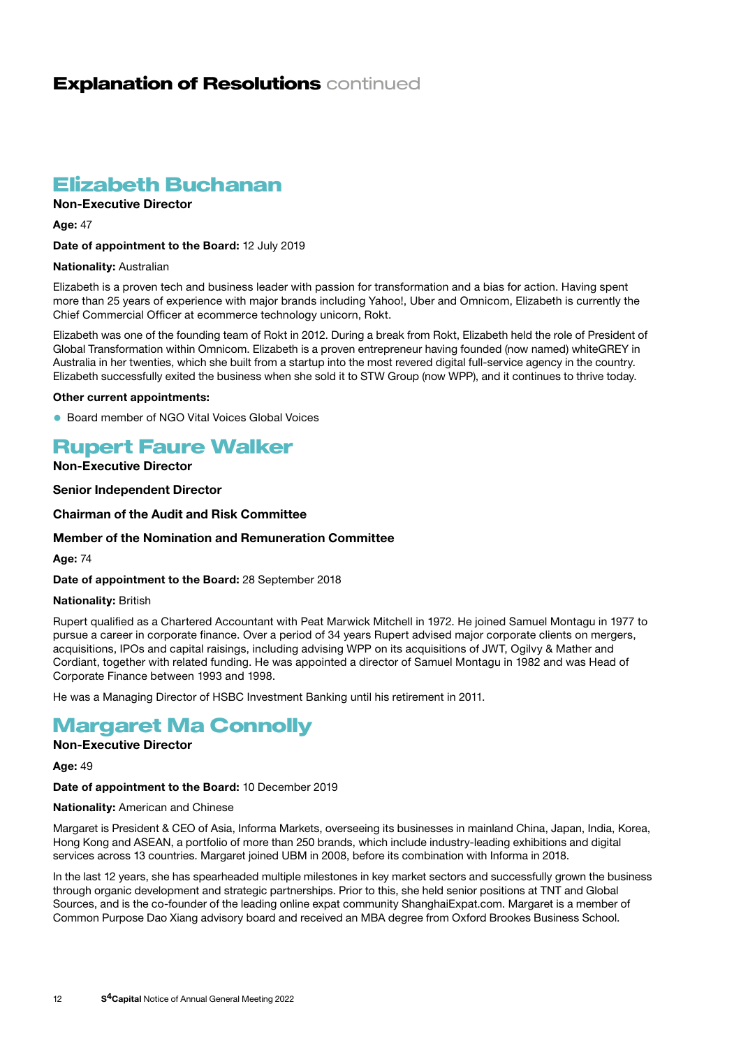# Explanation of Resolutions continued

## Elizabeth Buchanan

**Non-Executive Director**

**Age:** 47

**Date of appointment to the Board:** 12 July 2019

**Nationality:** Australian

Elizabeth is a proven tech and business leader with passion for transformation and a bias for action. Having spent more than 25 years of experience with major brands including Yahoo!, Uber and Omnicom, Elizabeth is currently the Chief Commercial Officer at ecommerce technology unicorn, Rokt.

Elizabeth was one of the founding team of Rokt in 2012. During a break from Rokt, Elizabeth held the role of President of Global Transformation within Omnicom. Elizabeth is a proven entrepreneur having founded (now named) whiteGREY in Australia in her twenties, which she built from a startup into the most revered digital full-service agency in the country. Elizabeth successfully exited the business when she sold it to STW Group (now WPP), and it continues to thrive today.

**Other current appointments:**

- Board member of NGO Vital Voices Global Voices

## Rupert Faure Walker

**Non-Executive Director**

**Senior Independent Director**

**Chairman of the Audit and Risk Committee**

**Member of the Nomination and Remuneration Committee**

**Age:** 74

**Date of appointment to the Board:** 28 September 2018

**Nationality:** British

Rupert qualified as a Chartered Accountant with Peat Marwick Mitchell in 1972. He joined Samuel Montagu in 1977 to pursue a career in corporate finance. Over a period of 34 years Rupert advised major corporate clients on mergers, acquisitions, IPOs and capital raisings, including advising WPP on its acquisitions of JWT, Ogilvy & Mather and Cordiant, together with related funding. He was appointed a director of Samuel Montagu in 1982 and was Head of Corporate Finance between 1993 and 1998.

He was a Managing Director of HSBC Investment Banking until his retirement in 2011.

## Margaret Ma Connolly

**Non-Executive Director**

**Age:** 49

**Date of appointment to the Board:** 10 December 2019

**Nationality:** American and Chinese

Margaret is President & CEO of Asia, Informa Markets, overseeing its businesses in mainland China, Japan, India, Korea, Hong Kong and ASEAN, a portfolio of more than 250 brands, which include industry-leading exhibitions and digital services across 13 countries. Margaret joined UBM in 2008, before its combination with Informa in 2018.

In the last 12 years, she has spearheaded multiple milestones in key market sectors and successfully grown the business through organic development and strategic partnerships. Prior to this, she held senior positions at TNT and Global Sources, and is the co-founder of the leading online expat community ShanghaiExpat.com. Margaret is a member of Common Purpose Dao Xiang advisory board and received an MBA degree from Oxford Brookes Business School.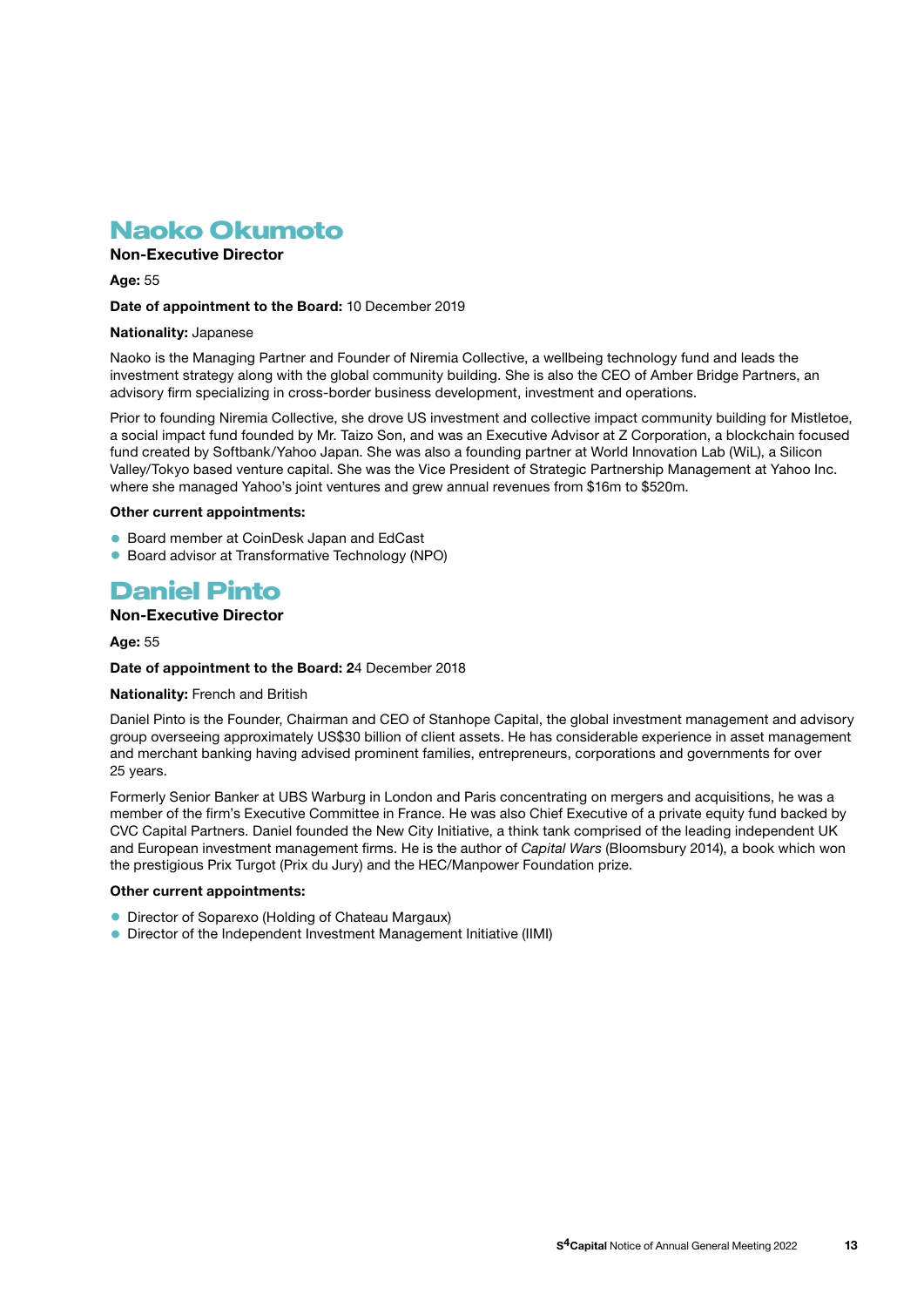## Naoko Okumoto

**Non-Executive Director**

**Age:** 55

**Date of appointment to the Board:** 10 December 2019

**Nationality:** Japanese

Naoko is the Managing Partner and Founder of Niremia Collective, a wellbeing technology fund and leads the investment strategy along with the global community building. She is also the CEO of Amber Bridge Partners, an advisory firm specializing in cross-border business development, investment and operations.

Prior to founding Niremia Collective, she drove US investment and collective impact community building for Mistletoe, a social impact fund founded by Mr. Taizo Son, and was an Executive Advisor at Z Corporation, a blockchain focused fund created by Softbank/Yahoo Japan. She was also a founding partner at World Innovation Lab (WiL), a Silicon Valley/Tokyo based venture capital. She was the Vice President of Strategic Partnership Management at Yahoo Inc. where she managed Yahoo's joint ventures and grew annual revenues from $16m to $520m.

**Other current appointments:**

- Board member at CoinDesk Japan and EdCast
- Board advisor at Transformative Technology (NPO)

## Daniel Pinto

**Non-Executive Director**

**Age:** 55

**Date of appointment to the Board:** 24 December 2018

**Nationality:** French and British

Daniel Pinto is the Founder, Chairman and CEO of Stanhope Capital, the global investment management and advisory group overseeing approximately US$30 billion of client assets. He has considerable experience in asset management and merchant banking having advised prominent families, entrepreneurs, corporations and governments for over 25 years.

Formerly Senior Banker at UBS Warburg in London and Paris concentrating on mergers and acquisitions, he was a member of the firm's Executive Committee in France. He was also Chief Executive of a private equity fund backed by CVC Capital Partners. Daniel founded the New City Initiative, a think tank comprised of the leading independent UK and European investment management firms. He is the author of *Capital Wars* (Bloomsbury 2014), a book which won the prestigious Prix Turgot (Prix du Jury) and the HEC/Manpower Foundation prize.

**Other current appointments:**

- Director of Soparexo (Holding of Chateau Margaux)
- Director of the Independent Investment Management Initiative (IIMI)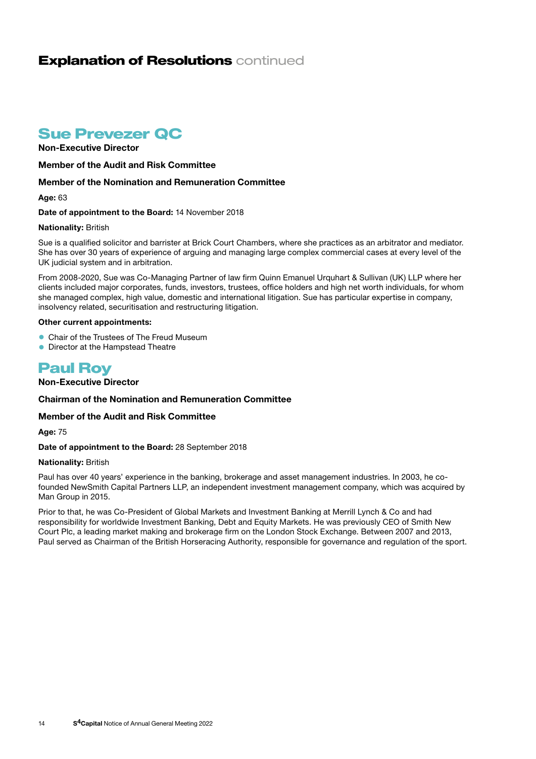# Explanation of Resolutions continued

## Sue Prevezer QC

**Non-Executive Director**

**Member of the Audit and Risk Committee**

**Member of the Nomination and Remuneration Committee**

**Age:** 63

**Date of appointment to the Board:** 14 November 2018

**Nationality:** British

Sue is a qualified solicitor and barrister at Brick Court Chambers, where she practices as an arbitrator and mediator. She has over 30 years of experience of arguing and managing large complex commercial cases at every level of the UK judicial system and in arbitration.

From 2008-2020, Sue was Co-Managing Partner of law firm Quinn Emanuel Urquhart & Sullivan (UK) LLP where her clients included major corporates, funds, investors, trustees, office holders and high net worth individuals, for whom she managed complex, high value, domestic and international litigation. Sue has particular expertise in company, insolvency related, securitisation and restructuring litigation.

**Other current appointments:**

- Chair of the Trustees of The Freud Museum
- Director at the Hampstead Theatre

## Paul Roy

**Non-Executive Director**

**Chairman of the Nomination and Remuneration Committee**

**Member of the Audit and Risk Committee**

**Age:** 75

**Date of appointment to the Board:** 28 September 2018

**Nationality:** British

Paul has over 40 years' experience in the banking, brokerage and asset management industries. In 2003, he co-founded NewSmith Capital Partners LLP, an independent investment management company, which was acquired by Man Group in 2015.

Prior to that, he was Co-President of Global Markets and Investment Banking at Merrill Lynch & Co and had responsibility for worldwide Investment Banking, Debt and Equity Markets. He was previously CEO of Smith New Court Plc, a leading market making and brokerage firm on the London Stock Exchange. Between 2007 and 2013, Paul served as Chairman of the British Horseracing Authority, responsible for governance and regulation of the sport.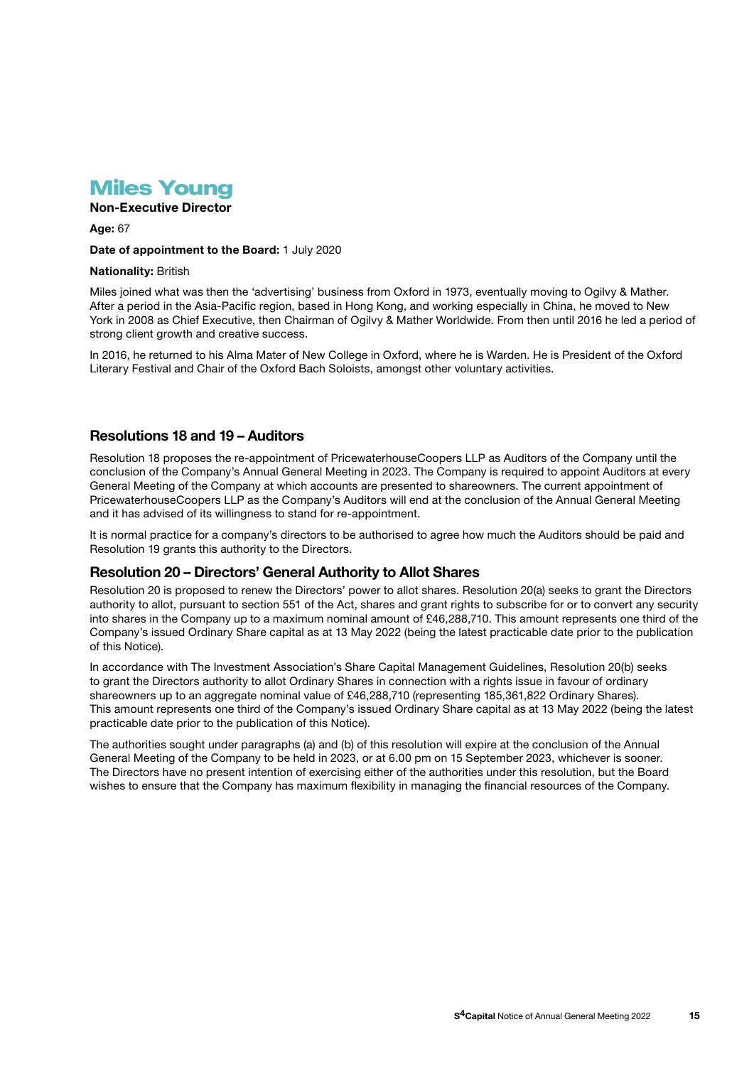## Miles Young

**Non-Executive Director**

**Age:** 67

**Date of appointment to the Board:** 1 July 2020

**Nationality:** British

Miles joined what was then the 'advertising' business from Oxford in 1973, eventually moving to Ogilvy & Mather. After a period in the Asia-Pacific region, based in Hong Kong, and working especially in China, he moved to New York in 2008 as Chief Executive, then Chairman of Ogilvy & Mather Worldwide. From then until 2016 he led a period of strong client growth and creative success.

In 2016, he returned to his Alma Mater of New College in Oxford, where he is Warden. He is President of the Oxford Literary Festival and Chair of the Oxford Bach Soloists, amongst other voluntary activities.

### Resolutions 18 and 19 – Auditors

Resolution 18 proposes the re-appointment of PricewaterhouseCoopers LLP as Auditors of the Company until the conclusion of the Company's Annual General Meeting in 2023. The Company is required to appoint Auditors at every General Meeting of the Company at which accounts are presented to shareowners. The current appointment of PricewaterhouseCoopers LLP as the Company's Auditors will end at the conclusion of the Annual General Meeting and it has advised of its willingness to stand for re-appointment.

It is normal practice for a company's directors to be authorised to agree how much the Auditors should be paid and Resolution 19 grants this authority to the Directors.

### Resolution 20 – Directors' General Authority to Allot Shares

Resolution 20 is proposed to renew the Directors' power to allot shares. Resolution 20(a) seeks to grant the Directors authority to allot, pursuant to section 551 of the Act, shares and grant rights to subscribe for or to convert any security into shares in the Company up to a maximum nominal amount of £46,288,710. This amount represents one third of the Company's issued Ordinary Share capital as at 13 May 2022 (being the latest practicable date prior to the publication of this Notice).

In accordance with The Investment Association's Share Capital Management Guidelines, Resolution 20(b) seeks to grant the Directors authority to allot Ordinary Shares in connection with a rights issue in favour of ordinary shareowners up to an aggregate nominal value of £46,288,710 (representing 185,361,822 Ordinary Shares). This amount represents one third of the Company's issued Ordinary Share capital as at 13 May 2022 (being the latest practicable date prior to the publication of this Notice).

The authorities sought under paragraphs (a) and (b) of this resolution will expire at the conclusion of the Annual General Meeting of the Company to be held in 2023, or at 6.00 pm on 15 September 2023, whichever is sooner. The Directors have no present intention of exercising either of the authorities under this resolution, but the Board wishes to ensure that the Company has maximum flexibility in managing the financial resources of the Company.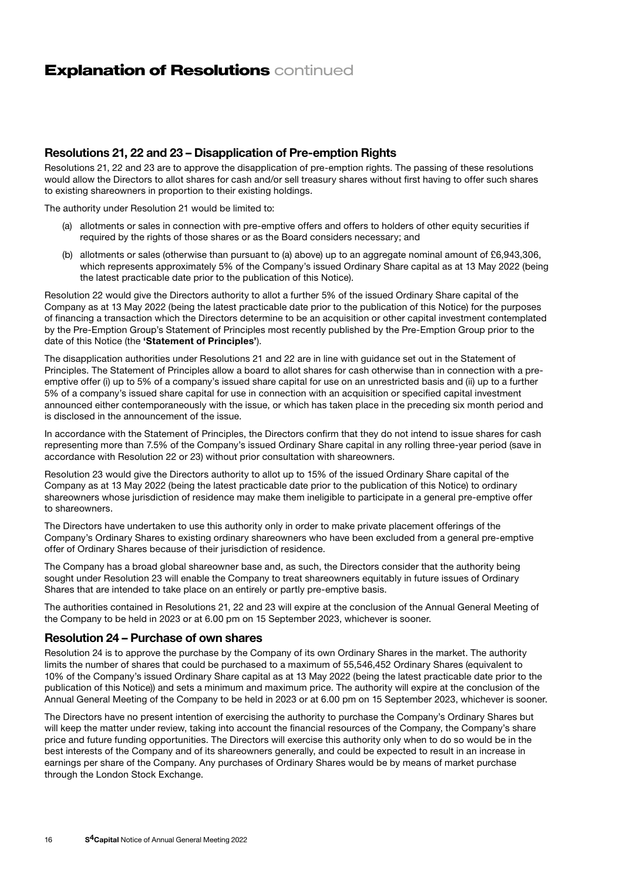# Explanation of Resolutions continued

## Resolutions 21, 22 and 23 – Disapplication of Pre-emption Rights

Resolutions 21, 22 and 23 are to approve the disapplication of pre-emption rights. The passing of these resolutions would allow the Directors to allot shares for cash and/or sell treasury shares without first having to offer such shares to existing shareowners in proportion to their existing holdings.

The authority under Resolution 21 would be limited to:

(a) allotments or sales in connection with pre-emptive offers and offers to holders of other equity securities if required by the rights of those shares or as the Board considers necessary; and

(b) allotments or sales (otherwise than pursuant to (a) above) up to an aggregate nominal amount of £6,943,306, which represents approximately 5% of the Company's issued Ordinary Share capital as at 13 May 2022 (being the latest practicable date prior to the publication of this Notice).

Resolution 22 would give the Directors authority to allot a further 5% of the issued Ordinary Share capital of the Company as at 13 May 2022 (being the latest practicable date prior to the publication of this Notice) for the purposes of financing a transaction which the Directors determine to be an acquisition or other capital investment contemplated by the Pre-Emption Group's Statement of Principles most recently published by the Pre-Emption Group prior to the date of this Notice (the **'Statement of Principles'**).

The disapplication authorities under Resolutions 21 and 22 are in line with guidance set out in the Statement of Principles. The Statement of Principles allow a board to allot shares for cash otherwise than in connection with a pre-emptive offer (i) up to 5% of a company's issued share capital for use on an unrestricted basis and (ii) up to a further 5% of a company's issued share capital for use in connection with an acquisition or specified capital investment announced either contemporaneously with the issue, or which has taken place in the preceding six month period and is disclosed in the announcement of the issue.

In accordance with the Statement of Principles, the Directors confirm that they do not intend to issue shares for cash representing more than 7.5% of the Company's issued Ordinary Share capital in any rolling three-year period (save in accordance with Resolution 22 or 23) without prior consultation with shareowners.

Resolution 23 would give the Directors authority to allot up to 15% of the issued Ordinary Share capital of the Company as at 13 May 2022 (being the latest practicable date prior to the publication of this Notice) to ordinary shareowners whose jurisdiction of residence may make them ineligible to participate in a general pre-emptive offer to shareowners.

The Directors have undertaken to use this authority only in order to make private placement offerings of the Company's Ordinary Shares to existing ordinary shareowners who have been excluded from a general pre-emptive offer of Ordinary Shares because of their jurisdiction of residence.

The Company has a broad global shareowner base and, as such, the Directors consider that the authority being sought under Resolution 23 will enable the Company to treat shareowners equitably in future issues of Ordinary Shares that are intended to take place on an entirely or partly pre-emptive basis.

The authorities contained in Resolutions 21, 22 and 23 will expire at the conclusion of the Annual General Meeting of the Company to be held in 2023 or at 6.00 pm on 15 September 2023, whichever is sooner.

## Resolution 24 – Purchase of own shares

Resolution 24 is to approve the purchase by the Company of its own Ordinary Shares in the market. The authority limits the number of shares that could be purchased to a maximum of 55,546,452 Ordinary Shares (equivalent to 10% of the Company's issued Ordinary Share capital as at 13 May 2022 (being the latest practicable date prior to the publication of this Notice)) and sets a minimum and maximum price. The authority will expire at the conclusion of the Annual General Meeting of the Company to be held in 2023 or at 6.00 pm on 15 September 2023, whichever is sooner.

The Directors have no present intention of exercising the authority to purchase the Company's Ordinary Shares but will keep the matter under review, taking into account the financial resources of the Company, the Company's share price and future funding opportunities. The Directors will exercise this authority only when to do so would be in the best interests of the Company and of its shareowners generally, and could be expected to result in an increase in earnings per share of the Company. Any purchases of Ordinary Shares would be by means of market purchase through the London Stock Exchange.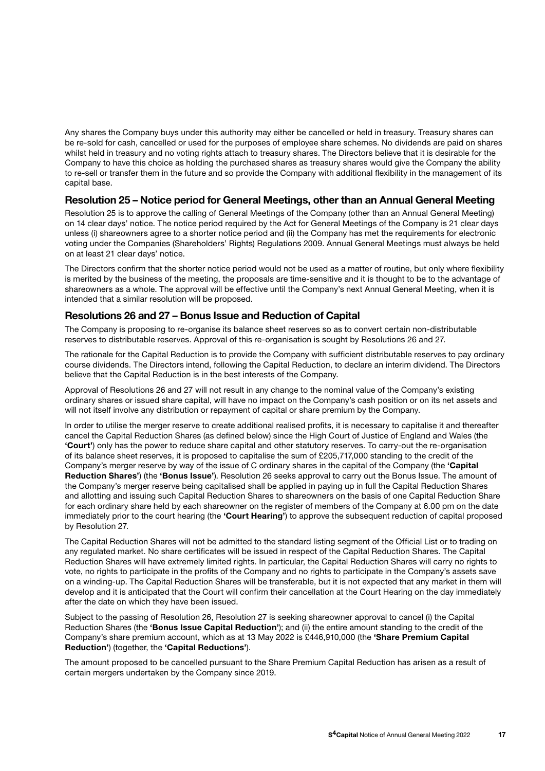Any shares the Company buys under this authority may either be cancelled or held in treasury. Treasury shares can be re-sold for cash, cancelled or used for the purposes of employee share schemes. No dividends are paid on shares whilst held in treasury and no voting rights attach to treasury shares. The Directors believe that it is desirable for the Company to have this choice as holding the purchased shares as treasury shares would give the Company the ability to re-sell or transfer them in the future and so provide the Company with additional flexibility in the management of its capital base.

## Resolution 25 – Notice period for General Meetings, other than an Annual General Meeting

Resolution 25 is to approve the calling of General Meetings of the Company (other than an Annual General Meeting) on 14 clear days' notice. The notice period required by the Act for General Meetings of the Company is 21 clear days unless (i) shareowners agree to a shorter notice period and (ii) the Company has met the requirements for electronic voting under the Companies (Shareholders' Rights) Regulations 2009. Annual General Meetings must always be held on at least 21 clear days' notice.

The Directors confirm that the shorter notice period would not be used as a matter of routine, but only where flexibility is merited by the business of the meeting, the proposals are time-sensitive and it is thought to be to the advantage of shareowners as a whole. The approval will be effective until the Company's next Annual General Meeting, when it is intended that a similar resolution will be proposed.

## Resolutions 26 and 27 – Bonus Issue and Reduction of Capital

The Company is proposing to re-organise its balance sheet reserves so as to convert certain non-distributable reserves to distributable reserves. Approval of this re-organisation is sought by Resolutions 26 and 27.

The rationale for the Capital Reduction is to provide the Company with sufficient distributable reserves to pay ordinary course dividends. The Directors intend, following the Capital Reduction, to declare an interim dividend. The Directors believe that the Capital Reduction is in the best interests of the Company.

Approval of Resolutions 26 and 27 will not result in any change to the nominal value of the Company's existing ordinary shares or issued share capital, will have no impact on the Company's cash position or on its net assets and will not itself involve any distribution or repayment of capital or share premium by the Company.

In order to utilise the merger reserve to create additional realised profits, it is necessary to capitalise it and thereafter cancel the Capital Reduction Shares (as defined below) since the High Court of Justice of England and Wales (the **'Court'**) only has the power to reduce share capital and other statutory reserves. To carry-out the re-organisation of its balance sheet reserves, it is proposed to capitalise the sum of £205,717,000 standing to the credit of the Company's merger reserve by way of the issue of C ordinary shares in the capital of the Company (the **'Capital Reduction Shares'**) (the **'Bonus Issue'**). Resolution 26 seeks approval to carry out the Bonus Issue. The amount of the Company's merger reserve being capitalised shall be applied in paying up in full the Capital Reduction Shares and allotting and issuing such Capital Reduction Shares to shareowners on the basis of one Capital Reduction Share for each ordinary share held by each shareowner on the register of members of the Company at 6.00 pm on the date immediately prior to the court hearing (the **'Court Hearing'**) to approve the subsequent reduction of capital proposed by Resolution 27.

The Capital Reduction Shares will not be admitted to the standard listing segment of the Official List or to trading on any regulated market. No share certificates will be issued in respect of the Capital Reduction Shares. The Capital Reduction Shares will have extremely limited rights. In particular, the Capital Reduction Shares will carry no rights to vote, no rights to participate in the profits of the Company and no rights to participate in the Company's assets save on a winding-up. The Capital Reduction Shares will be transferable, but it is not expected that any market in them will develop and it is anticipated that the Court will confirm their cancellation at the Court Hearing on the day immediately after the date on which they have been issued.

Subject to the passing of Resolution 26, Resolution 27 is seeking shareowner approval to cancel (i) the Capital Reduction Shares (the **'Bonus Issue Capital Reduction'**); and (ii) the entire amount standing to the credit of the Company's share premium account, which as at 13 May 2022 is £446,910,000 (the **'Share Premium Capital Reduction'**) (together, the **'Capital Reductions'**).

The amount proposed to be cancelled pursuant to the Share Premium Capital Reduction has arisen as a result of certain mergers undertaken by the Company since 2019.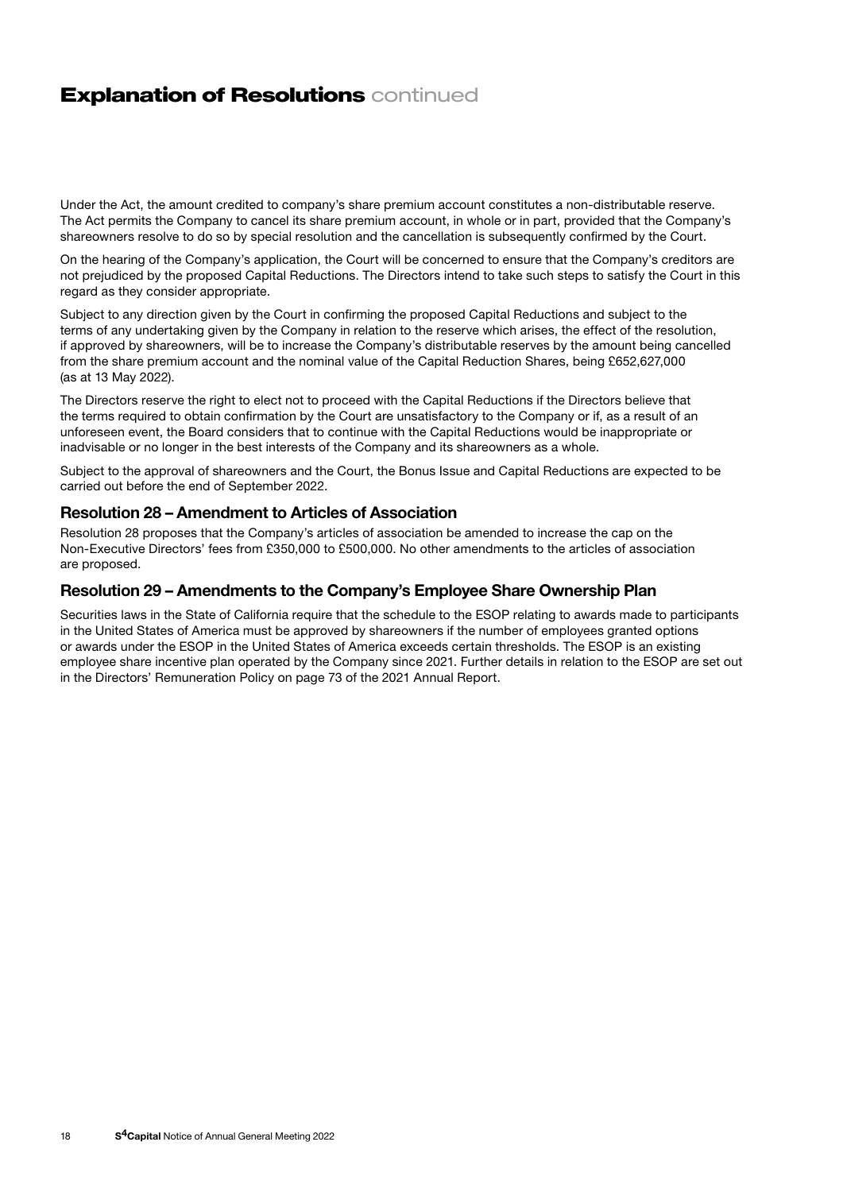# Explanation of Resolutions continued

Under the Act, the amount credited to company's share premium account constitutes a non-distributable reserve. The Act permits the Company to cancel its share premium account, in whole or in part, provided that the Company's shareowners resolve to do so by special resolution and the cancellation is subsequently confirmed by the Court.

On the hearing of the Company's application, the Court will be concerned to ensure that the Company's creditors are not prejudiced by the proposed Capital Reductions. The Directors intend to take such steps to satisfy the Court in this regard as they consider appropriate.

Subject to any direction given by the Court in confirming the proposed Capital Reductions and subject to the terms of any undertaking given by the Company in relation to the reserve which arises, the effect of the resolution, if approved by shareowners, will be to increase the Company's distributable reserves by the amount being cancelled from the share premium account and the nominal value of the Capital Reduction Shares, being £652,627,000 (as at 13 May 2022).

The Directors reserve the right to elect not to proceed with the Capital Reductions if the Directors believe that the terms required to obtain confirmation by the Court are unsatisfactory to the Company or if, as a result of an unforeseen event, the Board considers that to continue with the Capital Reductions would be inappropriate or inadvisable or no longer in the best interests of the Company and its shareowners as a whole.

Subject to the approval of shareowners and the Court, the Bonus Issue and Capital Reductions are expected to be carried out before the end of September 2022.

## Resolution 28 – Amendment to Articles of Association

Resolution 28 proposes that the Company's articles of association be amended to increase the cap on the Non-Executive Directors' fees from £350,000 to £500,000. No other amendments to the articles of association are proposed.

## Resolution 29 – Amendments to the Company's Employee Share Ownership Plan

Securities laws in the State of California require that the schedule to the ESOP relating to awards made to participants in the United States of America must be approved by shareowners if the number of employees granted options or awards under the ESOP in the United States of America exceeds certain thresholds. The ESOP is an existing employee share incentive plan operated by the Company since 2021. Further details in relation to the ESOP are set out in the Directors' Remuneration Policy on page 73 of the 2021 Annual Report.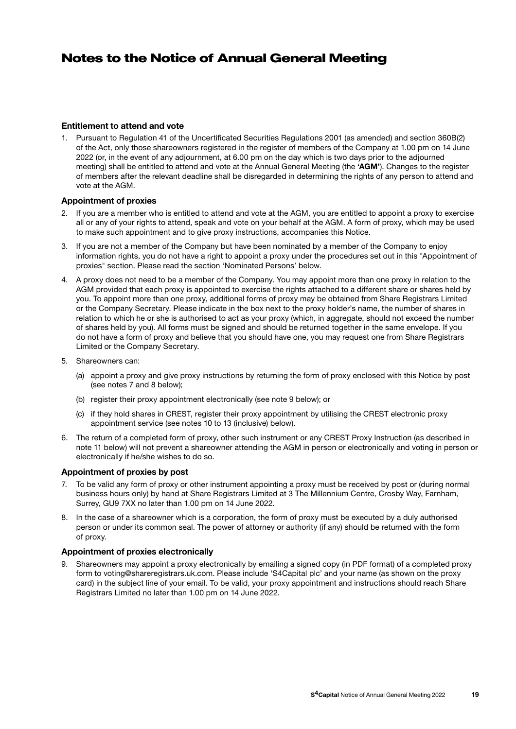# Notes to the Notice of Annual General Meeting

### Entitlement to attend and vote

1. Pursuant to Regulation 41 of the Uncertificated Securities Regulations 2001 (as amended) and section 360B(2) of the Act, only those shareowners registered in the register of members of the Company at 1.00 pm on 14 June 2022 (or, in the event of any adjournment, at 6.00 pm on the day which is two days prior to the adjourned meeting) shall be entitled to attend and vote at the Annual General Meeting (the **'AGM'**). Changes to the register of members after the relevant deadline shall be disregarded in determining the rights of any person to attend and vote at the AGM.

### Appointment of proxies

2. If you are a member who is entitled to attend and vote at the AGM, you are entitled to appoint a proxy to exercise all or any of your rights to attend, speak and vote on your behalf at the AGM. A form of proxy, which may be used to make such appointment and to give proxy instructions, accompanies this Notice.
3. If you are not a member of the Company but have been nominated by a member of the Company to enjoy information rights, you do not have a right to appoint a proxy under the procedures set out in this "Appointment of proxies" section. Please read the section 'Nominated Persons' below.
4. A proxy does not need to be a member of the Company. You may appoint more than one proxy in relation to the AGM provided that each proxy is appointed to exercise the rights attached to a different share or shares held by you. To appoint more than one proxy, additional forms of proxy may be obtained from Share Registrars Limited or the Company Secretary. Please indicate in the box next to the proxy holder's name, the number of shares in relation to which he or she is authorised to act as your proxy (which, in aggregate, should not exceed the number of shares held by you). All forms must be signed and should be returned together in the same envelope. If you do not have a form of proxy and believe that you should have one, you may request one from Share Registrars Limited or the Company Secretary.
5. Shareowners can:
   (a) appoint a proxy and give proxy instructions by returning the form of proxy enclosed with this Notice by post (see notes 7 and 8 below);
   (b) register their proxy appointment electronically (see note 9 below); or
   (c) if they hold shares in CREST, register their proxy appointment by utilising the CREST electronic proxy appointment service (see notes 10 to 13 (inclusive) below).
6. The return of a completed form of proxy, other such instrument or any CREST Proxy Instruction (as described in note 11 below) will not prevent a shareowner attending the AGM in person or electronically and voting in person or electronically if he/she wishes to do so.

### Appointment of proxies by post

7. To be valid any form of proxy or other instrument appointing a proxy must be received by post or (during normal business hours only) by hand at Share Registrars Limited at 3 The Millennium Centre, Crosby Way, Farnham, Surrey, GU9 7XX no later than 1.00 pm on 14 June 2022.
8. In the case of a shareowner which is a corporation, the form of proxy must be executed by a duly authorised person or under its common seal. The power of attorney or authority (if any) should be returned with the form of proxy.

### Appointment of proxies electronically

9. Shareowners may appoint a proxy electronically by emailing a signed copy (in PDF format) of a completed proxy form to voting@shareregistrars.uk.com. Please include 'S4Capital plc' and your name (as shown on the proxy card) in the subject line of your email. To be valid, your proxy appointment and instructions should reach Share Registrars Limited no later than 1.00 pm on 14 June 2022.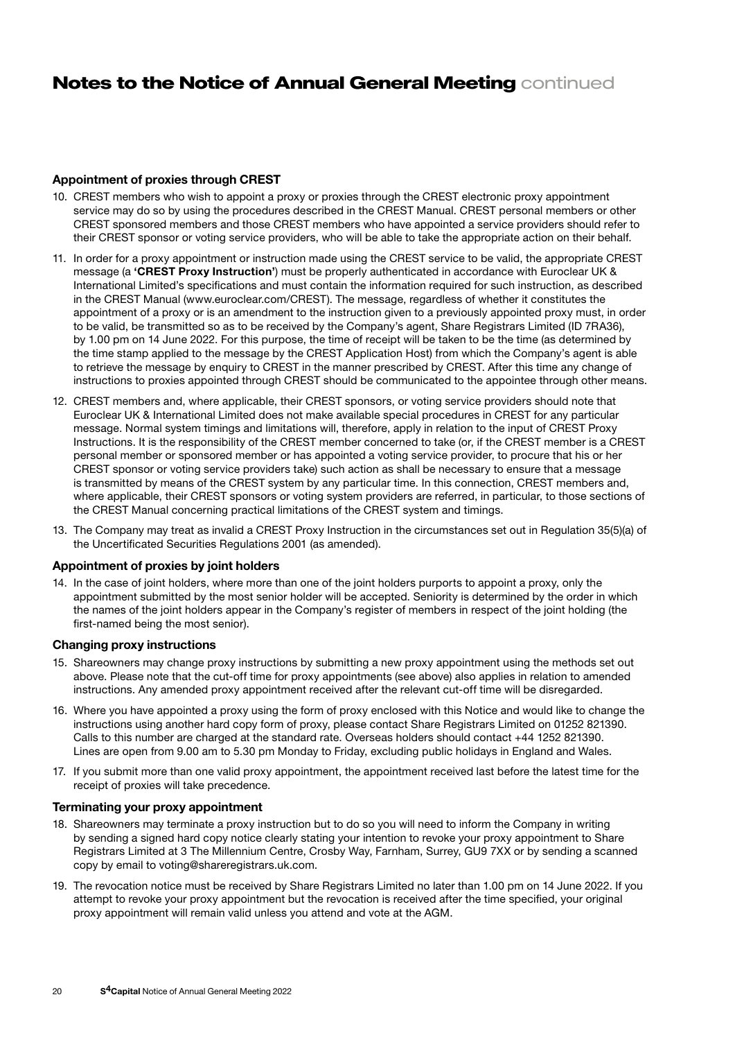# Notes to the Notice of Annual General Meeting continued

### Appointment of proxies through CREST

10. CREST members who wish to appoint a proxy or proxies through the CREST electronic proxy appointment service may do so by using the procedures described in the CREST Manual. CREST personal members or other CREST sponsored members and those CREST members who have appointed a service providers should refer to their CREST sponsor or voting service providers, who will be able to take the appropriate action on their behalf.

11. In order for a proxy appointment or instruction made using the CREST service to be valid, the appropriate CREST message (a **'CREST Proxy Instruction'**) must be properly authenticated in accordance with Euroclear UK & International Limited's specifications and must contain the information required for such instruction, as described in the CREST Manual (www.euroclear.com/CREST). The message, regardless of whether it constitutes the appointment of a proxy or is an amendment to the instruction given to a previously appointed proxy must, in order to be valid, be transmitted so as to be received by the Company's agent, Share Registrars Limited (ID 7RA36), by 1.00 pm on 14 June 2022. For this purpose, the time of receipt will be taken to be the time (as determined by the time stamp applied to the message by the CREST Application Host) from which the Company's agent is able to retrieve the message by enquiry to CREST in the manner prescribed by CREST. After this time any change of instructions to proxies appointed through CREST should be communicated to the appointee through other means.

12. CREST members and, where applicable, their CREST sponsors, or voting service providers should note that Euroclear UK & International Limited does not make available special procedures in CREST for any particular message. Normal system timings and limitations will, therefore, apply in relation to the input of CREST Proxy Instructions. It is the responsibility of the CREST member concerned to take (or, if the CREST member is a CREST personal member or sponsored member or has appointed a voting service provider, to procure that his or her CREST sponsor or voting service providers take) such action as shall be necessary to ensure that a message is transmitted by means of the CREST system by any particular time. In this connection, CREST members and, where applicable, their CREST sponsors or voting system providers are referred, in particular, to those sections of the CREST Manual concerning practical limitations of the CREST system and timings.

13. The Company may treat as invalid a CREST Proxy Instruction in the circumstances set out in Regulation 35(5)(a) of the Uncertificated Securities Regulations 2001 (as amended).

### Appointment of proxies by joint holders

14. In the case of joint holders, where more than one of the joint holders purports to appoint a proxy, only the appointment submitted by the most senior holder will be accepted. Seniority is determined by the order in which the names of the joint holders appear in the Company's register of members in respect of the joint holding (the first-named being the most senior).

### Changing proxy instructions

15. Shareowners may change proxy instructions by submitting a new proxy appointment using the methods set out above. Please note that the cut-off time for proxy appointments (see above) also applies in relation to amended instructions. Any amended proxy appointment received after the relevant cut-off time will be disregarded.

16. Where you have appointed a proxy using the form of proxy enclosed with this Notice and would like to change the instructions using another hard copy form of proxy, please contact Share Registrars Limited on 01252 821390. Calls to this number are charged at the standard rate. Overseas holders should contact +44 1252 821390. Lines are open from 9.00 am to 5.30 pm Monday to Friday, excluding public holidays in England and Wales.

17. If you submit more than one valid proxy appointment, the appointment received last before the latest time for the receipt of proxies will take precedence.

### Terminating your proxy appointment

18. Shareowners may terminate a proxy instruction but to do so you will need to inform the Company in writing by sending a signed hard copy notice clearly stating your intention to revoke your proxy appointment to Share Registrars Limited at 3 The Millennium Centre, Crosby Way, Farnham, Surrey, GU9 7XX or by sending a scanned copy by email to voting@shareregistrars.uk.com.

19. The revocation notice must be received by Share Registrars Limited no later than 1.00 pm on 14 June 2022. If you attempt to revoke your proxy appointment but the revocation is received after the time specified, your original proxy appointment will remain valid unless you attend and vote at the AGM.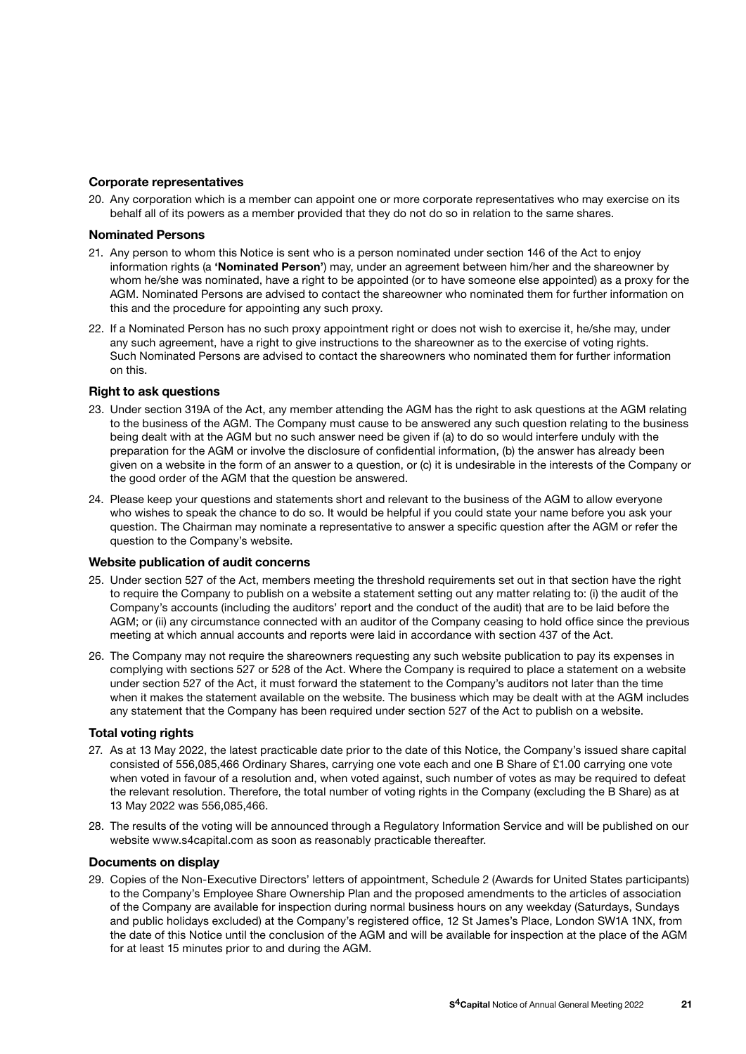### Corporate representatives

20. Any corporation which is a member can appoint one or more corporate representatives who may exercise on its behalf all of its powers as a member provided that they do not do so in relation to the same shares.

### Nominated Persons

21. Any person to whom this Notice is sent who is a person nominated under section 146 of the Act to enjoy information rights (a **'Nominated Person'**) may, under an agreement between him/her and the shareowner by whom he/she was nominated, have a right to be appointed (or to have someone else appointed) as a proxy for the AGM. Nominated Persons are advised to contact the shareowner who nominated them for further information on this and the procedure for appointing any such proxy.

22. If a Nominated Person has no such proxy appointment right or does not wish to exercise it, he/she may, under any such agreement, have a right to give instructions to the shareowner as to the exercise of voting rights. Such Nominated Persons are advised to contact the shareowners who nominated them for further information on this.

### Right to ask questions

23. Under section 319A of the Act, any member attending the AGM has the right to ask questions at the AGM relating to the business of the AGM. The Company must cause to be answered any such question relating to the business being dealt with at the AGM but no such answer need be given if (a) to do so would interfere unduly with the preparation for the AGM or involve the disclosure of confidential information, (b) the answer has already been given on a website in the form of an answer to a question, or (c) it is undesirable in the interests of the Company or the good order of the AGM that the question be answered.

24. Please keep your questions and statements short and relevant to the business of the AGM to allow everyone who wishes to speak the chance to do so. It would be helpful if you could state your name before you ask your question. The Chairman may nominate a representative to answer a specific question after the AGM or refer the question to the Company's website.

### Website publication of audit concerns

25. Under section 527 of the Act, members meeting the threshold requirements set out in that section have the right to require the Company to publish on a website a statement setting out any matter relating to: (i) the audit of the Company's accounts (including the auditors' report and the conduct of the audit) that are to be laid before the AGM; or (ii) any circumstance connected with an auditor of the Company ceasing to hold office since the previous meeting at which annual accounts and reports were laid in accordance with section 437 of the Act.

26. The Company may not require the shareowners requesting any such website publication to pay its expenses in complying with sections 527 or 528 of the Act. Where the Company is required to place a statement on a website under section 527 of the Act, it must forward the statement to the Company's auditors not later than the time when it makes the statement available on the website. The business which may be dealt with at the AGM includes any statement that the Company has been required under section 527 of the Act to publish on a website.

### Total voting rights

27. As at 13 May 2022, the latest practicable date prior to the date of this Notice, the Company's issued share capital consisted of 556,085,466 Ordinary Shares, carrying one vote each and one B Share of £1.00 carrying one vote when voted in favour of a resolution and, when voted against, such number of votes as may be required to defeat the relevant resolution. Therefore, the total number of voting rights in the Company (excluding the B Share) as at 13 May 2022 was 556,085,466.

28. The results of the voting will be announced through a Regulatory Information Service and will be published on our website www.s4capital.com as soon as reasonably practicable thereafter.

### Documents on display

29. Copies of the Non-Executive Directors' letters of appointment, Schedule 2 (Awards for United States participants) to the Company's Employee Share Ownership Plan and the proposed amendments to the articles of association of the Company are available for inspection during normal business hours on any weekday (Saturdays, Sundays and public holidays excluded) at the Company's registered office, 12 St James's Place, London SW1A 1NX, from the date of this Notice until the conclusion of the AGM and will be available for inspection at the place of the AGM for at least 15 minutes prior to and during the AGM.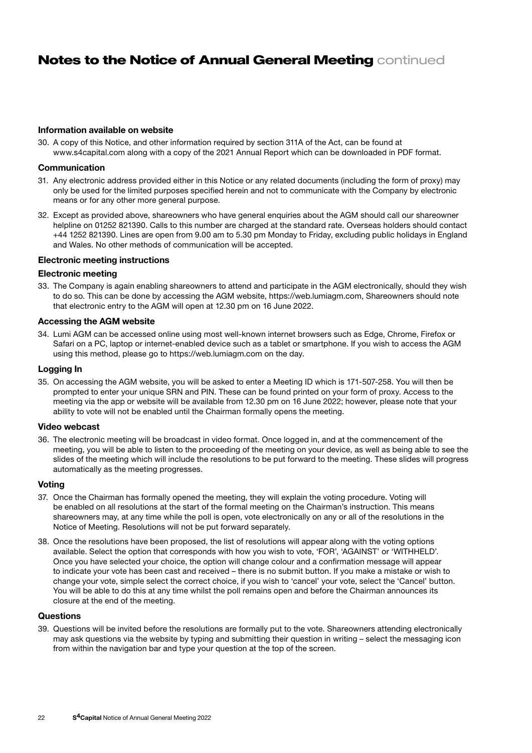# Notes to the Notice of Annual General Meeting continued

### Information available on website

30. A copy of this Notice, and other information required by section 311A of the Act, can be found at www.s4capital.com along with a copy of the 2021 Annual Report which can be downloaded in PDF format.

### Communication

31. Any electronic address provided either in this Notice or any related documents (including the form of proxy) may only be used for the limited purposes specified herein and not to communicate with the Company by electronic means or for any other more general purpose.

32. Except as provided above, shareowners who have general enquiries about the AGM should call our shareowner helpline on 01252 821390. Calls to this number are charged at the standard rate. Overseas holders should contact +44 1252 821390. Lines are open from 9.00 am to 5.30 pm Monday to Friday, excluding public holidays in England and Wales. No other methods of communication will be accepted.

### Electronic meeting instructions

### Electronic meeting

33. The Company is again enabling shareowners to attend and participate in the AGM electronically, should they wish to do so. This can be done by accessing the AGM website, https://web.lumiagm.com, Shareowners should note that electronic entry to the AGM will open at 12.30 pm on 16 June 2022.

### Accessing the AGM website

34. Lumi AGM can be accessed online using most well-known internet browsers such as Edge, Chrome, Firefox or Safari on a PC, laptop or internet-enabled device such as a tablet or smartphone. If you wish to access the AGM using this method, please go to https://web.lumiagm.com on the day.

### Logging In

35. On accessing the AGM website, you will be asked to enter a Meeting ID which is 171-507-258. You will then be prompted to enter your unique SRN and PIN. These can be found printed on your form of proxy. Access to the meeting via the app or website will be available from 12.30 pm on 16 June 2022; however, please note that your ability to vote will not be enabled until the Chairman formally opens the meeting.

### Video webcast

36. The electronic meeting will be broadcast in video format. Once logged in, and at the commencement of the meeting, you will be able to listen to the proceeding of the meeting on your device, as well as being able to see the slides of the meeting which will include the resolutions to be put forward to the meeting. These slides will progress automatically as the meeting progresses.

### Voting

37. Once the Chairman has formally opened the meeting, they will explain the voting procedure. Voting will be enabled on all resolutions at the start of the formal meeting on the Chairman's instruction. This means shareowners may, at any time while the poll is open, vote electronically on any or all of the resolutions in the Notice of Meeting. Resolutions will not be put forward separately.

38. Once the resolutions have been proposed, the list of resolutions will appear along with the voting options available. Select the option that corresponds with how you wish to vote, 'FOR', 'AGAINST' or 'WITHHELD'. Once you have selected your choice, the option will change colour and a confirmation message will appear to indicate your vote has been cast and received – there is no submit button. If you make a mistake or wish to change your vote, simple select the correct choice, if you wish to 'cancel' your vote, select the 'Cancel' button. You will be able to do this at any time whilst the poll remains open and before the Chairman announces its closure at the end of the meeting.

### Questions

39. Questions will be invited before the resolutions are formally put to the vote. Shareowners attending electronically may ask questions via the website by typing and submitting their question in writing – select the messaging icon from within the navigation bar and type your question at the top of the screen.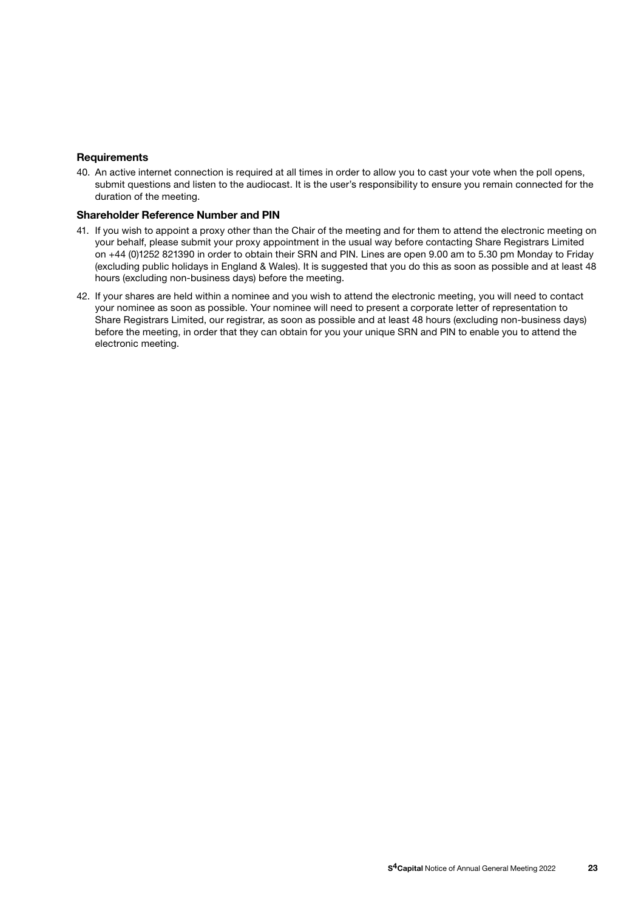### Requirements

40. An active internet connection is required at all times in order to allow you to cast your vote when the poll opens, submit questions and listen to the audiocast. It is the user's responsibility to ensure you remain connected for the duration of the meeting.

### Shareholder Reference Number and PIN

41. If you wish to appoint a proxy other than the Chair of the meeting and for them to attend the electronic meeting on your behalf, please submit your proxy appointment in the usual way before contacting Share Registrars Limited on +44 (0)1252 821390 in order to obtain their SRN and PIN. Lines are open 9.00 am to 5.30 pm Monday to Friday (excluding public holidays in England & Wales). It is suggested that you do this as soon as possible and at least 48 hours (excluding non-business days) before the meeting.
42. If your shares are held within a nominee and you wish to attend the electronic meeting, you will need to contact your nominee as soon as possible. Your nominee will need to present a corporate letter of representation to Share Registrars Limited, our registrar, as soon as possible and at least 48 hours (excluding non-business days) before the meeting, in order that they can obtain for you your unique SRN and PIN to enable you to attend the electronic meeting.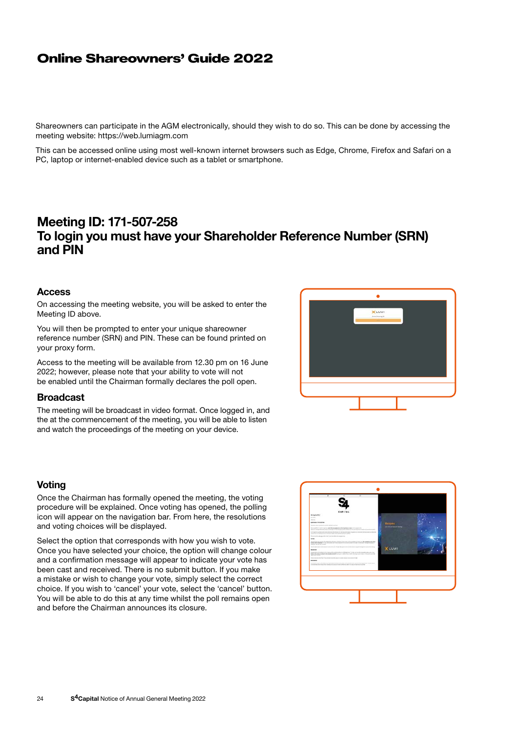# Online Shareowners' Guide 2022

Shareowners can participate in the AGM electronically, should they wish to do so. This can be done by accessing the meeting website: https://web.lumiagm.com

This can be accessed online using most well-known internet browsers such as Edge, Chrome, Firefox and Safari on a PC, laptop or internet-enabled device such as a tablet or smartphone.

## Meeting ID: 171-507-258
## To login you must have your Shareholder Reference Number (SRN) and PIN

### Access

On accessing the meeting website, you will be asked to enter the Meeting ID above.

You will then be prompted to enter your unique shareowner reference number (SRN) and PIN. These can be found printed on your proxy form.

Access to the meeting will be available from 12.30 pm on 16 June 2022; however, please note that your ability to vote will not be enabled until the Chairman formally declares the poll open.

### Broadcast

The meeting will be broadcast in video format. Once logged in, and the at the commencement of the meeting, you will be able to listen and watch the proceedings of the meeting on your device.

### Voting

Once the Chairman has formally opened the meeting, the voting procedure will be explained. Once voting has opened, the polling icon will appear on the navigation bar. From here, the resolutions and voting choices will be displayed.

Select the option that corresponds with how you wish to vote. Once you have selected your choice, the option will change colour and a confirmation message will appear to indicate your vote has been cast and received. There is no submit button. If you make a mistake or wish to change your vote, simply select the correct choice. If you wish to 'cancel' your vote, select the 'cancel' button. You will be able to do this at any time whilst the poll remains open and before the Chairman announces its closure.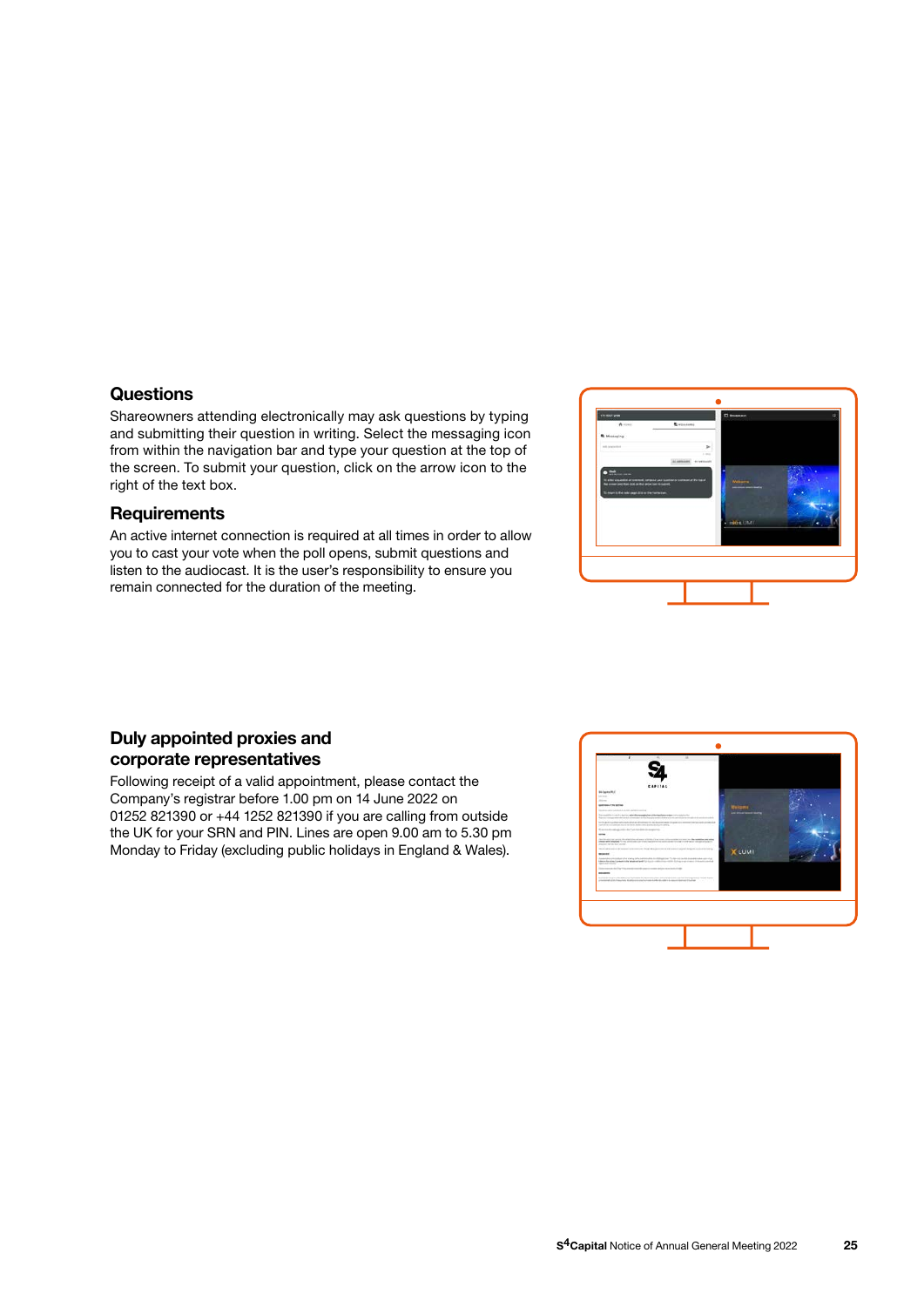## Questions

Shareowners attending electronically may ask questions by typing and submitting their question in writing. Select the messaging icon from within the navigation bar and type your question at the top of the screen. To submit your question, click on the arrow icon to the right of the text box.

## Requirements

An active internet connection is required at all times in order to allow you to cast your vote when the poll opens, submit questions and listen to the audiocast. It is the user's responsibility to ensure you remain connected for the duration of the meeting.

## Duly appointed proxies and corporate representatives

Following receipt of a valid appointment, please contact the Company's registrar before 1.00 pm on 14 June 2022 on 01252 821390 or +44 1252 821390 if you are calling from outside the UK for your SRN and PIN. Lines are open 9.00 am to 5.30 pm Monday to Friday (excluding public holidays in England & Wales).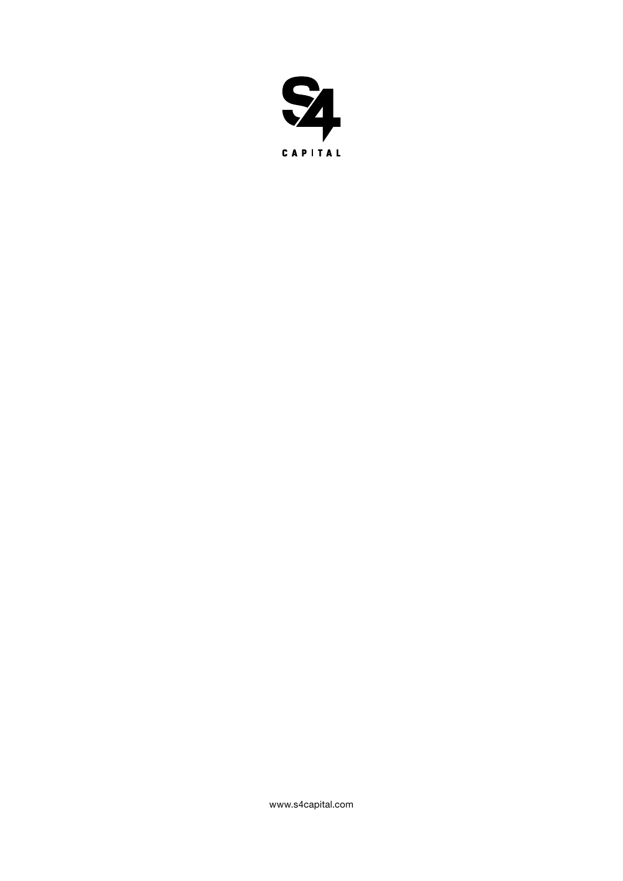S4

CAPITAL

www.s4capital.com